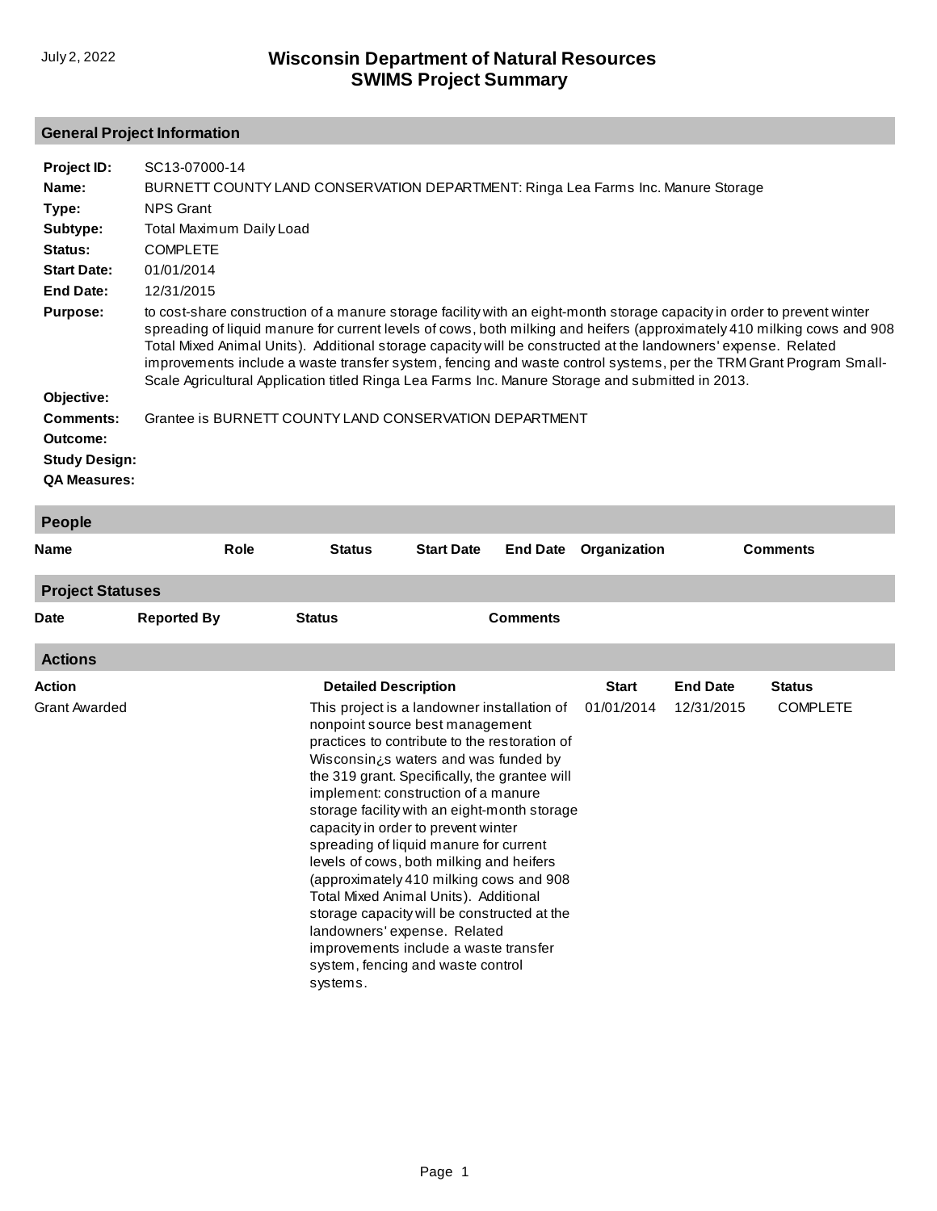# Wisconsin Department of Natural Resources
## SWIMS Project Summary

July 2, 2022

### General Project Information

**Project ID:** SC13-07000-14

**Name:** BURNETT COUNTY LAND CONSERVATION DEPARTMENT: Ringa Lea Farms Inc. Manure Storage

**Type:** NPS Grant

**Subtype:** Total Maximum Daily Load

**Status:** COMPLETE

**Start Date:** 01/01/2014

**End Date:** 12/31/2015

**Purpose:** to cost-share construction of a manure storage facility with an eight-month storage capacity in order to prevent winter spreading of liquid manure for current levels of cows, both milking and heifers (approximately 410 milking cows and 908 Total Mixed Animal Units). Additional storage capacity will be constructed at the landowners' expense. Related improvements include a waste transfer system, fencing and waste control systems, per the TRM Grant Program Small-Scale Agricultural Application titled Ringa Lea Farms Inc. Manure Storage and submitted in 2013.

**Objective:**

**Comments:** Grantee is BURNETT COUNTY LAND CONSERVATION DEPARTMENT

**Outcome:**

**Study Design:**

**QA Measures:**

### People

| Name | Role | Status | Start Date | End Date | Organization | Comments |
|---|---|---|---|---|---|---|

### Project Statuses

| Date | Reported By | Status | Comments |
|---|---|---|---|

### Actions

| Action | Detailed Description | Start | End Date | Status |
|---|---|---|---|---|
| Grant Awarded | This project is a landowner installation of nonpoint source best management practices to contribute to the restoration of Wisconsin¿s waters and was funded by the 319 grant. Specifically, the grantee will implement: construction of a manure storage facility with an eight-month storage capacity in order to prevent winter spreading of liquid manure for current levels of cows, both milking and heifers (approximately 410 milking cows and 908 Total Mixed Animal Units). Additional storage capacity will be constructed at the landowners' expense. Related improvements include a waste transfer system, fencing and waste control systems. | 01/01/2014 | 12/31/2015 | COMPLETE |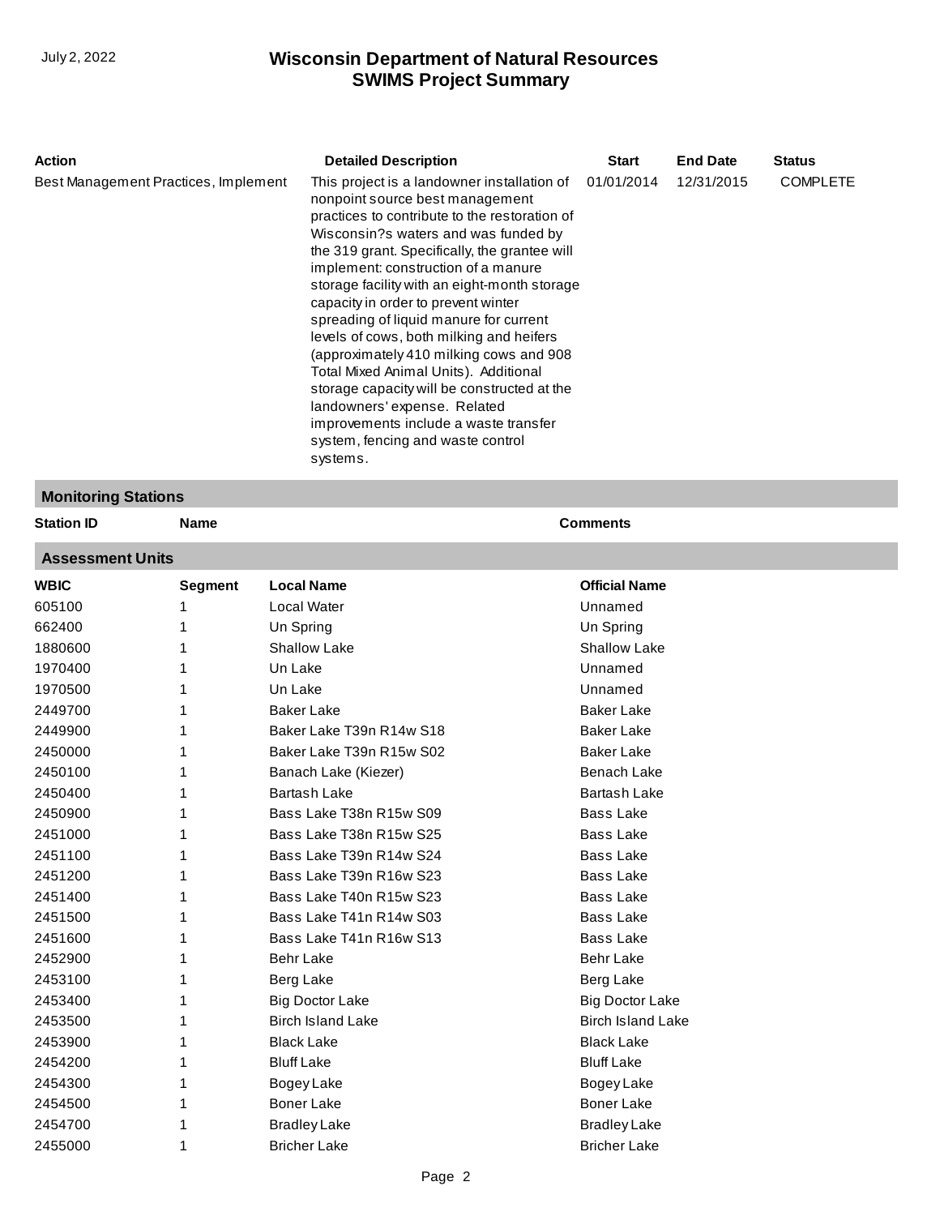| Action | Detailed Description | Start | End Date | Status |
|---|---|---|---|---|
| Best Management Practices, Implement | This project is a landowner installation of nonpoint source best management practices to contribute to the restoration of Wisconsin?s waters and was funded by the 319 grant. Specifically, the grantee will implement: construction of a manure storage facility with an eight-month storage capacity in order to prevent winter spreading of liquid manure for current levels of cows, both milking and heifers (approximately 410 milking cows and 908 Total Mixed Animal Units). Additional storage capacity will be constructed at the landowners' expense. Related improvements include a waste transfer system, fencing and waste control systems. | 01/01/2014 | 12/31/2015 | COMPLETE |

## Monitoring Stations

| Station ID | Name | Comments |
|---|---|---|

## Assessment Units

| WBIC | Segment | Local Name | Official Name |
|---|---|---|---|
| 605100 | 1 | Local Water | Unnamed |
| 662400 | 1 | Un Spring | Un Spring |
| 1880600 | 1 | Shallow Lake | Shallow Lake |
| 1970400 | 1 | Un Lake | Unnamed |
| 1970500 | 1 | Un Lake | Unnamed |
| 2449700 | 1 | Baker Lake | Baker Lake |
| 2449900 | 1 | Baker Lake T39n R14w S18 | Baker Lake |
| 2450000 | 1 | Baker Lake T39n R15w S02 | Baker Lake |
| 2450100 | 1 | Banach Lake (Kiezer) | Benach Lake |
| 2450400 | 1 | Bartash Lake | Bartash Lake |
| 2450900 | 1 | Bass Lake T38n R15w S09 | Bass Lake |
| 2451000 | 1 | Bass Lake T38n R15w S25 | Bass Lake |
| 2451100 | 1 | Bass Lake T39n R14w S24 | Bass Lake |
| 2451200 | 1 | Bass Lake T39n R16w S23 | Bass Lake |
| 2451400 | 1 | Bass Lake T40n R15w S23 | Bass Lake |
| 2451500 | 1 | Bass Lake T41n R14w S03 | Bass Lake |
| 2451600 | 1 | Bass Lake T41n R16w S13 | Bass Lake |
| 2452900 | 1 | Behr Lake | Behr Lake |
| 2453100 | 1 | Berg Lake | Berg Lake |
| 2453400 | 1 | Big Doctor Lake | Big Doctor Lake |
| 2453500 | 1 | Birch Island Lake | Birch Island Lake |
| 2453900 | 1 | Black Lake | Black Lake |
| 2454200 | 1 | Bluff Lake | Bluff Lake |
| 2454300 | 1 | Bogey Lake | Bogey Lake |
| 2454500 | 1 | Boner Lake | Boner Lake |
| 2454700 | 1 | Bradley Lake | Bradley Lake |
| 2455000 | 1 | Bricher Lake | Bricher Lake |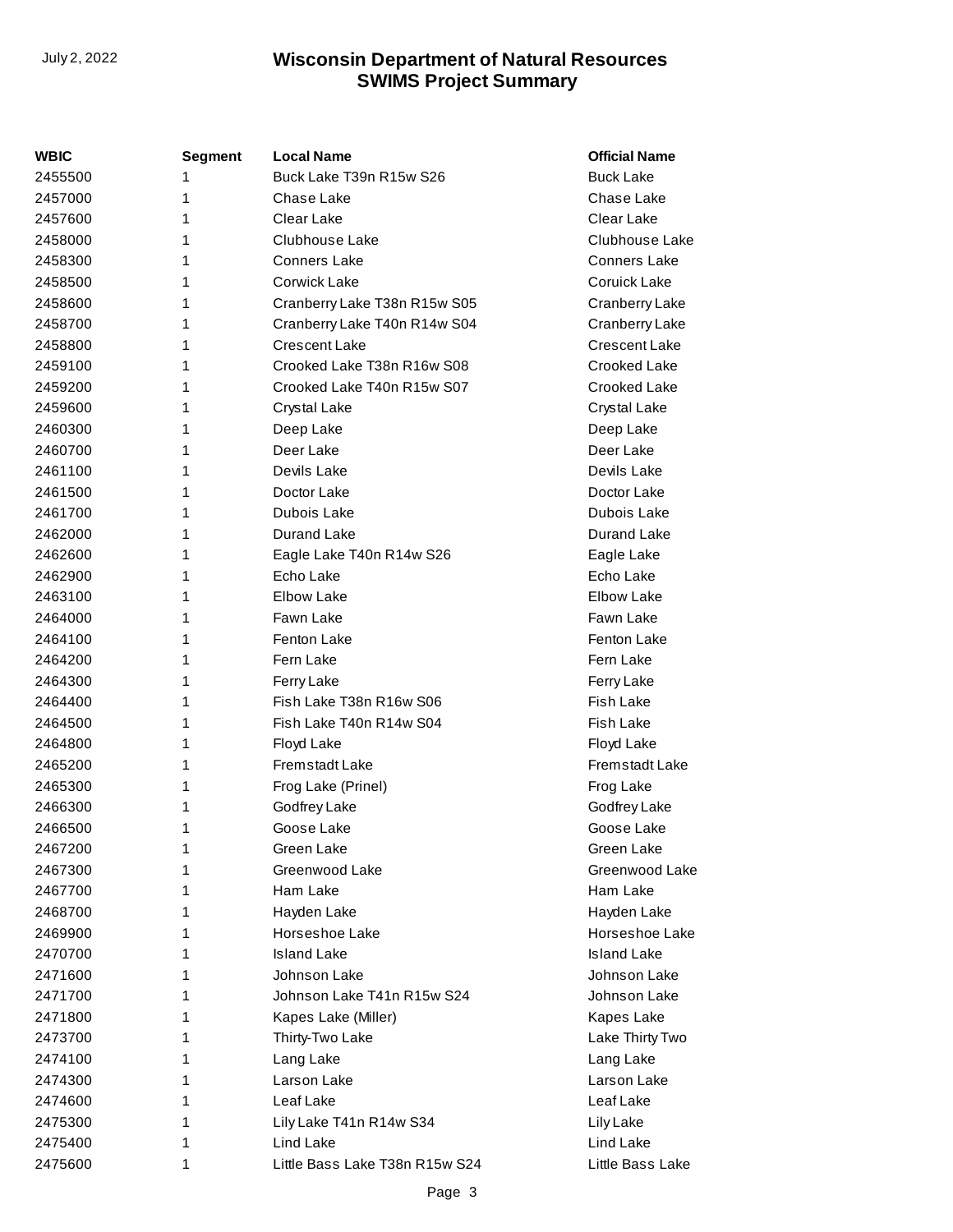| WBIC | Segment | Local Name | Official Name |
| --- | --- | --- | --- |
| 2455500 | 1 | Buck Lake T39n R15w S26 | Buck Lake |
| 2457000 | 1 | Chase Lake | Chase Lake |
| 2457600 | 1 | Clear Lake | Clear Lake |
| 2458000 | 1 | Clubhouse Lake | Clubhouse Lake |
| 2458300 | 1 | Conners Lake | Conners Lake |
| 2458500 | 1 | Corwick Lake | Coruick Lake |
| 2458600 | 1 | Cranberry Lake T38n R15w S05 | Cranberry Lake |
| 2458700 | 1 | Cranberry Lake T40n R14w S04 | Cranberry Lake |
| 2458800 | 1 | Crescent Lake | Crescent Lake |
| 2459100 | 1 | Crooked Lake T38n R16w S08 | Crooked Lake |
| 2459200 | 1 | Crooked Lake T40n R15w S07 | Crooked Lake |
| 2459600 | 1 | Crystal Lake | Crystal Lake |
| 2460300 | 1 | Deep Lake | Deep Lake |
| 2460700 | 1 | Deer Lake | Deer Lake |
| 2461100 | 1 | Devils Lake | Devils Lake |
| 2461500 | 1 | Doctor Lake | Doctor Lake |
| 2461700 | 1 | Dubois Lake | Dubois Lake |
| 2462000 | 1 | Durand Lake | Durand Lake |
| 2462600 | 1 | Eagle Lake T40n R14w S26 | Eagle Lake |
| 2462900 | 1 | Echo Lake | Echo Lake |
| 2463100 | 1 | Elbow Lake | Elbow Lake |
| 2464000 | 1 | Fawn Lake | Fawn Lake |
| 2464100 | 1 | Fenton Lake | Fenton Lake |
| 2464200 | 1 | Fern Lake | Fern Lake |
| 2464300 | 1 | Ferry Lake | Ferry Lake |
| 2464400 | 1 | Fish Lake T38n R16w S06 | Fish Lake |
| 2464500 | 1 | Fish Lake T40n R14w S04 | Fish Lake |
| 2464800 | 1 | Floyd Lake | Floyd Lake |
| 2465200 | 1 | Fremstadt Lake | Fremstadt Lake |
| 2465300 | 1 | Frog Lake (Prinel) | Frog Lake |
| 2466300 | 1 | Godfrey Lake | Godfrey Lake |
| 2466500 | 1 | Goose Lake | Goose Lake |
| 2467200 | 1 | Green Lake | Green Lake |
| 2467300 | 1 | Greenwood Lake | Greenwood Lake |
| 2467700 | 1 | Ham Lake | Ham Lake |
| 2468700 | 1 | Hayden Lake | Hayden Lake |
| 2469900 | 1 | Horseshoe Lake | Horseshoe Lake |
| 2470700 | 1 | Island Lake | Island Lake |
| 2471600 | 1 | Johnson Lake | Johnson Lake |
| 2471700 | 1 | Johnson Lake T41n R15w S24 | Johnson Lake |
| 2471800 | 1 | Kapes Lake (Miller) | Kapes Lake |
| 2473700 | 1 | Thirty-Two Lake | Lake Thirty Two |
| 2474100 | 1 | Lang Lake | Lang Lake |
| 2474300 | 1 | Larson Lake | Larson Lake |
| 2474600 | 1 | Leaf Lake | Leaf Lake |
| 2475300 | 1 | Lily Lake T41n R14w S34 | Lily Lake |
| 2475400 | 1 | Lind Lake | Lind Lake |
| 2475600 | 1 | Little Bass Lake T38n R15w S24 | Little Bass Lake |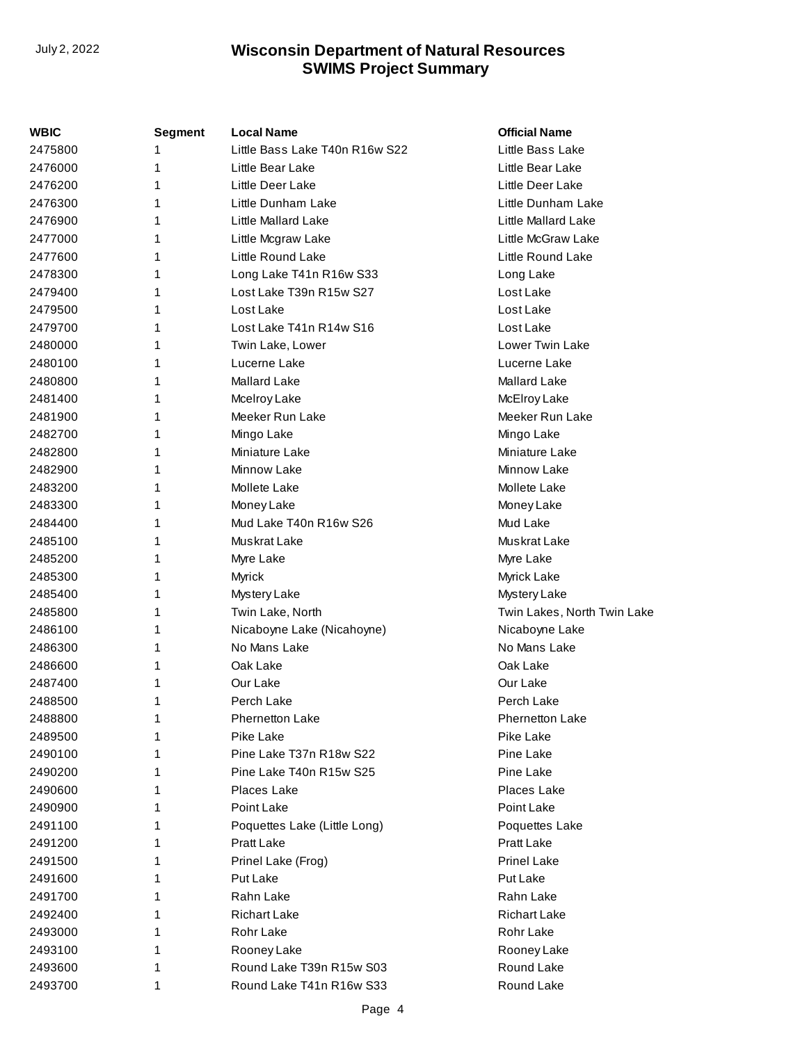| WBIC | Segment | Local Name | Official Name |
|---|---|---|---|
| 2475800 | 1 | Little Bass Lake T40n R16w S22 | Little Bass Lake |
| 2476000 | 1 | Little Bear Lake | Little Bear Lake |
| 2476200 | 1 | Little Deer Lake | Little Deer Lake |
| 2476300 | 1 | Little Dunham Lake | Little Dunham Lake |
| 2476900 | 1 | Little Mallard Lake | Little Mallard Lake |
| 2477000 | 1 | Little Mcgraw Lake | Little McGraw Lake |
| 2477600 | 1 | Little Round Lake | Little Round Lake |
| 2478300 | 1 | Long Lake T41n R16w S33 | Long Lake |
| 2479400 | 1 | Lost Lake T39n R15w S27 | Lost Lake |
| 2479500 | 1 | Lost Lake | Lost Lake |
| 2479700 | 1 | Lost Lake T41n R14w S16 | Lost Lake |
| 2480000 | 1 | Twin Lake, Lower | Lower Twin Lake |
| 2480100 | 1 | Lucerne Lake | Lucerne Lake |
| 2480800 | 1 | Mallard Lake | Mallard Lake |
| 2481400 | 1 | Mcelroy Lake | McElroy Lake |
| 2481900 | 1 | Meeker Run Lake | Meeker Run Lake |
| 2482700 | 1 | Mingo Lake | Mingo Lake |
| 2482800 | 1 | Miniature Lake | Miniature Lake |
| 2482900 | 1 | Minnow Lake | Minnow Lake |
| 2483200 | 1 | Mollete Lake | Mollete Lake |
| 2483300 | 1 | Money Lake | Money Lake |
| 2484400 | 1 | Mud Lake T40n R16w S26 | Mud Lake |
| 2485100 | 1 | Muskrat Lake | Muskrat Lake |
| 2485200 | 1 | Myre Lake | Myre Lake |
| 2485300 | 1 | Myrick | Myrick Lake |
| 2485400 | 1 | Mystery Lake | Mystery Lake |
| 2485800 | 1 | Twin Lake, North | Twin Lakes, North Twin Lake |
| 2486100 | 1 | Nicaboyne Lake (Nicahoyne) | Nicaboyne Lake |
| 2486300 | 1 | No Mans Lake | No Mans Lake |
| 2486600 | 1 | Oak Lake | Oak Lake |
| 2487400 | 1 | Our Lake | Our Lake |
| 2488500 | 1 | Perch Lake | Perch Lake |
| 2488800 | 1 | Phernetton Lake | Phernetton Lake |
| 2489500 | 1 | Pike Lake | Pike Lake |
| 2490100 | 1 | Pine Lake T37n R18w S22 | Pine Lake |
| 2490200 | 1 | Pine Lake T40n R15w S25 | Pine Lake |
| 2490600 | 1 | Places Lake | Places Lake |
| 2490900 | 1 | Point Lake | Point Lake |
| 2491100 | 1 | Poquettes Lake (Little Long) | Poquettes Lake |
| 2491200 | 1 | Pratt Lake | Pratt Lake |
| 2491500 | 1 | Prinel Lake (Frog) | Prinel Lake |
| 2491600 | 1 | Put Lake | Put Lake |
| 2491700 | 1 | Rahn Lake | Rahn Lake |
| 2492400 | 1 | Richart Lake | Richart Lake |
| 2493000 | 1 | Rohr Lake | Rohr Lake |
| 2493100 | 1 | Rooney Lake | Rooney Lake |
| 2493600 | 1 | Round Lake T39n R15w S03 | Round Lake |
| 2493700 | 1 | Round Lake T41n R16w S33 | Round Lake |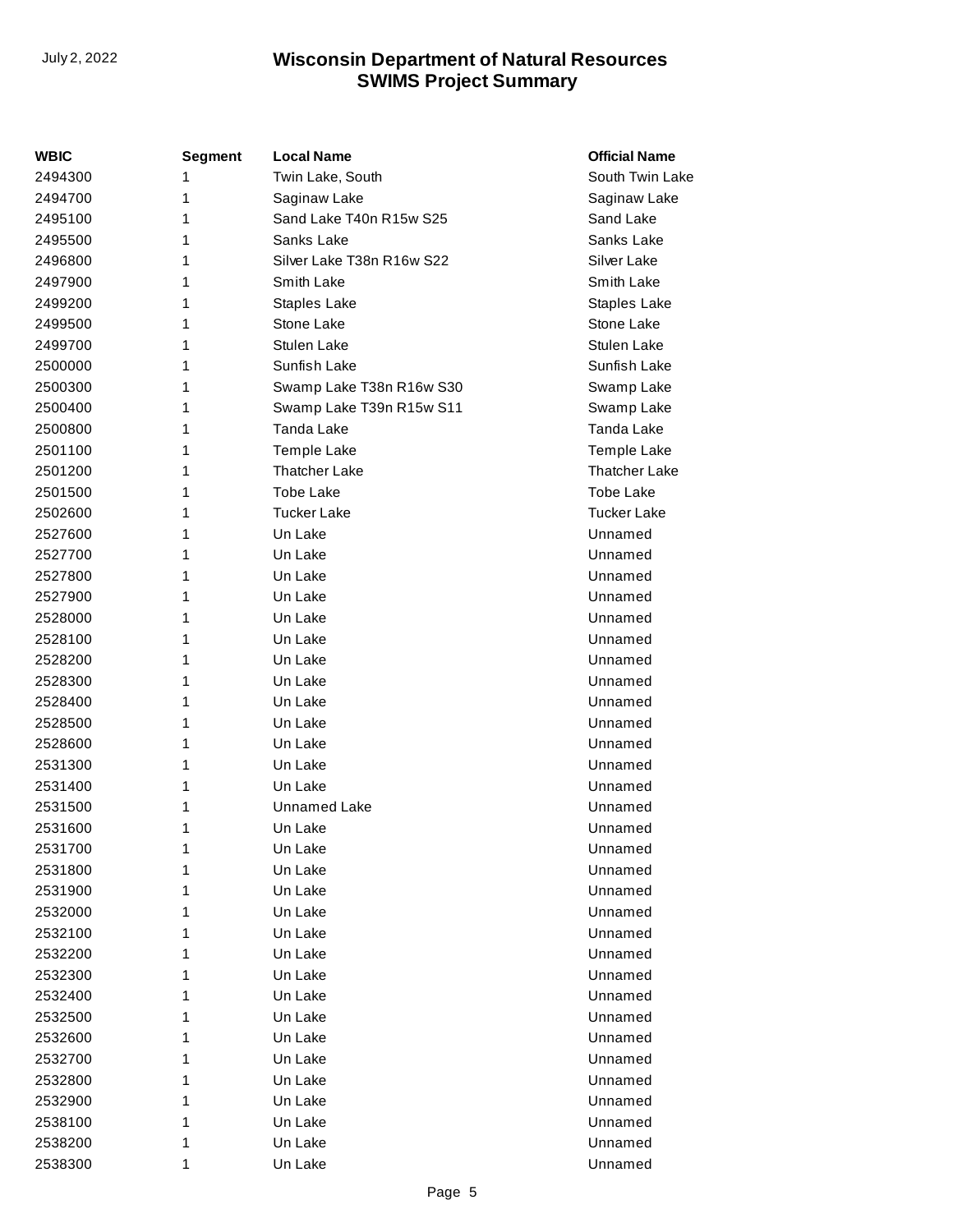| WBIC | Segment | Local Name | Official Name |
|---|---|---|---|
| 2494300 | 1 | Twin Lake, South | South Twin Lake |
| 2494700 | 1 | Saginaw Lake | Saginaw Lake |
| 2495100 | 1 | Sand Lake T40n R15w S25 | Sand Lake |
| 2495500 | 1 | Sanks Lake | Sanks Lake |
| 2496800 | 1 | Silver Lake T38n R16w S22 | Silver Lake |
| 2497900 | 1 | Smith Lake | Smith Lake |
| 2499200 | 1 | Staples Lake | Staples Lake |
| 2499500 | 1 | Stone Lake | Stone Lake |
| 2499700 | 1 | Stulen Lake | Stulen Lake |
| 2500000 | 1 | Sunfish Lake | Sunfish Lake |
| 2500300 | 1 | Swamp Lake T38n R16w S30 | Swamp Lake |
| 2500400 | 1 | Swamp Lake T39n R15w S11 | Swamp Lake |
| 2500800 | 1 | Tanda Lake | Tanda Lake |
| 2501100 | 1 | Temple Lake | Temple Lake |
| 2501200 | 1 | Thatcher Lake | Thatcher Lake |
| 2501500 | 1 | Tobe Lake | Tobe Lake |
| 2502600 | 1 | Tucker Lake | Tucker Lake |
| 2527600 | 1 | Un Lake | Unnamed |
| 2527700 | 1 | Un Lake | Unnamed |
| 2527800 | 1 | Un Lake | Unnamed |
| 2527900 | 1 | Un Lake | Unnamed |
| 2528000 | 1 | Un Lake | Unnamed |
| 2528100 | 1 | Un Lake | Unnamed |
| 2528200 | 1 | Un Lake | Unnamed |
| 2528300 | 1 | Un Lake | Unnamed |
| 2528400 | 1 | Un Lake | Unnamed |
| 2528500 | 1 | Un Lake | Unnamed |
| 2528600 | 1 | Un Lake | Unnamed |
| 2531300 | 1 | Un Lake | Unnamed |
| 2531400 | 1 | Un Lake | Unnamed |
| 2531500 | 1 | Unnamed Lake | Unnamed |
| 2531600 | 1 | Un Lake | Unnamed |
| 2531700 | 1 | Un Lake | Unnamed |
| 2531800 | 1 | Un Lake | Unnamed |
| 2531900 | 1 | Un Lake | Unnamed |
| 2532000 | 1 | Un Lake | Unnamed |
| 2532100 | 1 | Un Lake | Unnamed |
| 2532200 | 1 | Un Lake | Unnamed |
| 2532300 | 1 | Un Lake | Unnamed |
| 2532400 | 1 | Un Lake | Unnamed |
| 2532500 | 1 | Un Lake | Unnamed |
| 2532600 | 1 | Un Lake | Unnamed |
| 2532700 | 1 | Un Lake | Unnamed |
| 2532800 | 1 | Un Lake | Unnamed |
| 2532900 | 1 | Un Lake | Unnamed |
| 2538100 | 1 | Un Lake | Unnamed |
| 2538200 | 1 | Un Lake | Unnamed |
| 2538300 | 1 | Un Lake | Unnamed |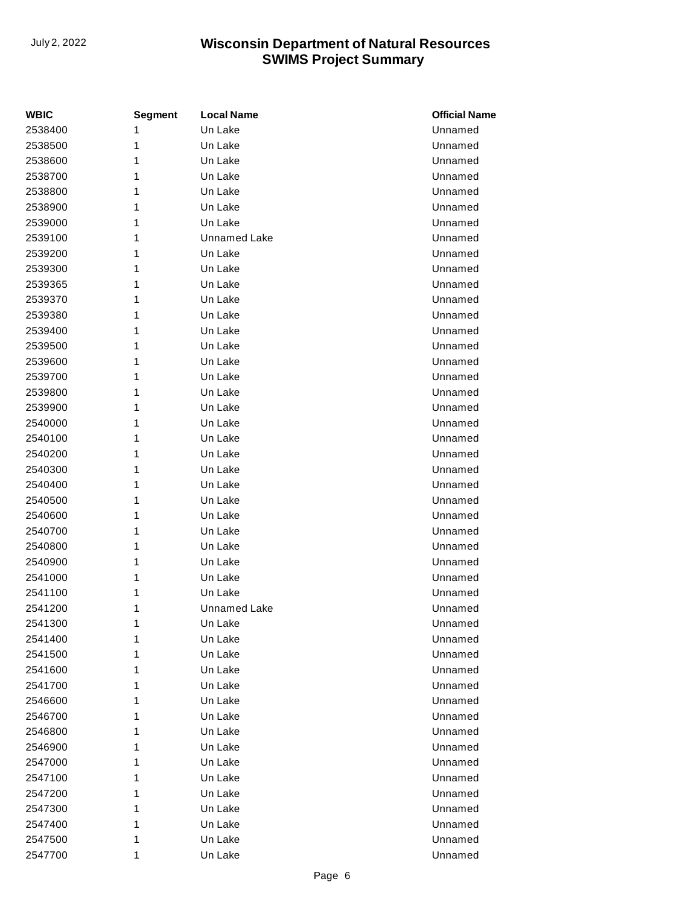| WBIC | Segment | Local Name | Official Name |
| --- | --- | --- | --- |
| 2538400 | 1 | Un Lake | Unnamed |
| 2538500 | 1 | Un Lake | Unnamed |
| 2538600 | 1 | Un Lake | Unnamed |
| 2538700 | 1 | Un Lake | Unnamed |
| 2538800 | 1 | Un Lake | Unnamed |
| 2538900 | 1 | Un Lake | Unnamed |
| 2539000 | 1 | Un Lake | Unnamed |
| 2539100 | 1 | Unnamed Lake | Unnamed |
| 2539200 | 1 | Un Lake | Unnamed |
| 2539300 | 1 | Un Lake | Unnamed |
| 2539365 | 1 | Un Lake | Unnamed |
| 2539370 | 1 | Un Lake | Unnamed |
| 2539380 | 1 | Un Lake | Unnamed |
| 2539400 | 1 | Un Lake | Unnamed |
| 2539500 | 1 | Un Lake | Unnamed |
| 2539600 | 1 | Un Lake | Unnamed |
| 2539700 | 1 | Un Lake | Unnamed |
| 2539800 | 1 | Un Lake | Unnamed |
| 2539900 | 1 | Un Lake | Unnamed |
| 2540000 | 1 | Un Lake | Unnamed |
| 2540100 | 1 | Un Lake | Unnamed |
| 2540200 | 1 | Un Lake | Unnamed |
| 2540300 | 1 | Un Lake | Unnamed |
| 2540400 | 1 | Un Lake | Unnamed |
| 2540500 | 1 | Un Lake | Unnamed |
| 2540600 | 1 | Un Lake | Unnamed |
| 2540700 | 1 | Un Lake | Unnamed |
| 2540800 | 1 | Un Lake | Unnamed |
| 2540900 | 1 | Un Lake | Unnamed |
| 2541000 | 1 | Un Lake | Unnamed |
| 2541100 | 1 | Un Lake | Unnamed |
| 2541200 | 1 | Unnamed Lake | Unnamed |
| 2541300 | 1 | Un Lake | Unnamed |
| 2541400 | 1 | Un Lake | Unnamed |
| 2541500 | 1 | Un Lake | Unnamed |
| 2541600 | 1 | Un Lake | Unnamed |
| 2541700 | 1 | Un Lake | Unnamed |
| 2546600 | 1 | Un Lake | Unnamed |
| 2546700 | 1 | Un Lake | Unnamed |
| 2546800 | 1 | Un Lake | Unnamed |
| 2546900 | 1 | Un Lake | Unnamed |
| 2547000 | 1 | Un Lake | Unnamed |
| 2547100 | 1 | Un Lake | Unnamed |
| 2547200 | 1 | Un Lake | Unnamed |
| 2547300 | 1 | Un Lake | Unnamed |
| 2547400 | 1 | Un Lake | Unnamed |
| 2547500 | 1 | Un Lake | Unnamed |
| 2547700 | 1 | Un Lake | Unnamed |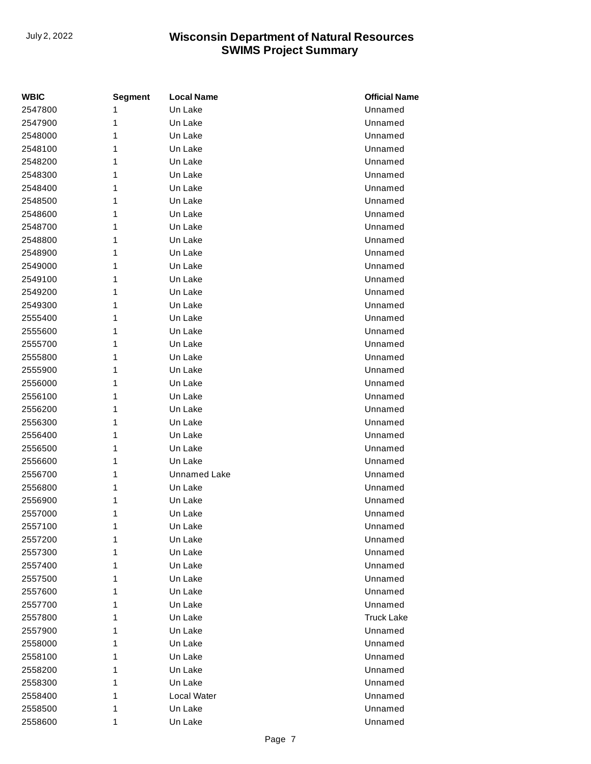| WBIC | Segment | Local Name | Official Name |
| --- | --- | --- | --- |
| 2547800 | 1 | Un Lake | Unnamed |
| 2547900 | 1 | Un Lake | Unnamed |
| 2548000 | 1 | Un Lake | Unnamed |
| 2548100 | 1 | Un Lake | Unnamed |
| 2548200 | 1 | Un Lake | Unnamed |
| 2548300 | 1 | Un Lake | Unnamed |
| 2548400 | 1 | Un Lake | Unnamed |
| 2548500 | 1 | Un Lake | Unnamed |
| 2548600 | 1 | Un Lake | Unnamed |
| 2548700 | 1 | Un Lake | Unnamed |
| 2548800 | 1 | Un Lake | Unnamed |
| 2548900 | 1 | Un Lake | Unnamed |
| 2549000 | 1 | Un Lake | Unnamed |
| 2549100 | 1 | Un Lake | Unnamed |
| 2549200 | 1 | Un Lake | Unnamed |
| 2549300 | 1 | Un Lake | Unnamed |
| 2555400 | 1 | Un Lake | Unnamed |
| 2555600 | 1 | Un Lake | Unnamed |
| 2555700 | 1 | Un Lake | Unnamed |
| 2555800 | 1 | Un Lake | Unnamed |
| 2555900 | 1 | Un Lake | Unnamed |
| 2556000 | 1 | Un Lake | Unnamed |
| 2556100 | 1 | Un Lake | Unnamed |
| 2556200 | 1 | Un Lake | Unnamed |
| 2556300 | 1 | Un Lake | Unnamed |
| 2556400 | 1 | Un Lake | Unnamed |
| 2556500 | 1 | Un Lake | Unnamed |
| 2556600 | 1 | Un Lake | Unnamed |
| 2556700 | 1 | Unnamed Lake | Unnamed |
| 2556800 | 1 | Un Lake | Unnamed |
| 2556900 | 1 | Un Lake | Unnamed |
| 2557000 | 1 | Un Lake | Unnamed |
| 2557100 | 1 | Un Lake | Unnamed |
| 2557200 | 1 | Un Lake | Unnamed |
| 2557300 | 1 | Un Lake | Unnamed |
| 2557400 | 1 | Un Lake | Unnamed |
| 2557500 | 1 | Un Lake | Unnamed |
| 2557600 | 1 | Un Lake | Unnamed |
| 2557700 | 1 | Un Lake | Unnamed |
| 2557800 | 1 | Un Lake | Truck Lake |
| 2557900 | 1 | Un Lake | Unnamed |
| 2558000 | 1 | Un Lake | Unnamed |
| 2558100 | 1 | Un Lake | Unnamed |
| 2558200 | 1 | Un Lake | Unnamed |
| 2558300 | 1 | Un Lake | Unnamed |
| 2558400 | 1 | Local Water | Unnamed |
| 2558500 | 1 | Un Lake | Unnamed |
| 2558600 | 1 | Un Lake | Unnamed |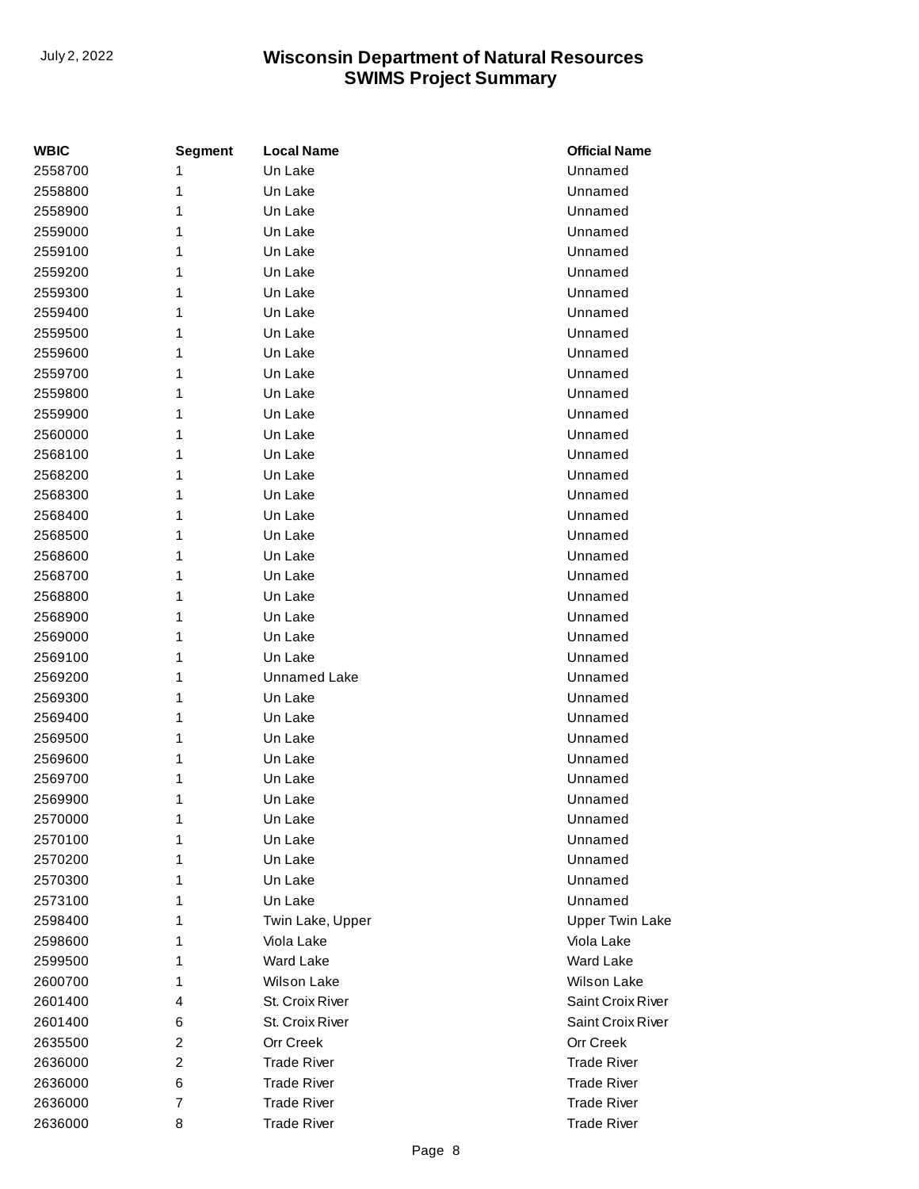| WBIC | Segment | Local Name | Official Name |
|---|---|---|---|
| 2558700 | 1 | Un Lake | Unnamed |
| 2558800 | 1 | Un Lake | Unnamed |
| 2558900 | 1 | Un Lake | Unnamed |
| 2559000 | 1 | Un Lake | Unnamed |
| 2559100 | 1 | Un Lake | Unnamed |
| 2559200 | 1 | Un Lake | Unnamed |
| 2559300 | 1 | Un Lake | Unnamed |
| 2559400 | 1 | Un Lake | Unnamed |
| 2559500 | 1 | Un Lake | Unnamed |
| 2559600 | 1 | Un Lake | Unnamed |
| 2559700 | 1 | Un Lake | Unnamed |
| 2559800 | 1 | Un Lake | Unnamed |
| 2559900 | 1 | Un Lake | Unnamed |
| 2560000 | 1 | Un Lake | Unnamed |
| 2568100 | 1 | Un Lake | Unnamed |
| 2568200 | 1 | Un Lake | Unnamed |
| 2568300 | 1 | Un Lake | Unnamed |
| 2568400 | 1 | Un Lake | Unnamed |
| 2568500 | 1 | Un Lake | Unnamed |
| 2568600 | 1 | Un Lake | Unnamed |
| 2568700 | 1 | Un Lake | Unnamed |
| 2568800 | 1 | Un Lake | Unnamed |
| 2568900 | 1 | Un Lake | Unnamed |
| 2569000 | 1 | Un Lake | Unnamed |
| 2569100 | 1 | Un Lake | Unnamed |
| 2569200 | 1 | Unnamed Lake | Unnamed |
| 2569300 | 1 | Un Lake | Unnamed |
| 2569400 | 1 | Un Lake | Unnamed |
| 2569500 | 1 | Un Lake | Unnamed |
| 2569600 | 1 | Un Lake | Unnamed |
| 2569700 | 1 | Un Lake | Unnamed |
| 2569900 | 1 | Un Lake | Unnamed |
| 2570000 | 1 | Un Lake | Unnamed |
| 2570100 | 1 | Un Lake | Unnamed |
| 2570200 | 1 | Un Lake | Unnamed |
| 2570300 | 1 | Un Lake | Unnamed |
| 2573100 | 1 | Un Lake | Unnamed |
| 2598400 | 1 | Twin Lake, Upper | Upper Twin Lake |
| 2598600 | 1 | Viola Lake | Viola Lake |
| 2599500 | 1 | Ward Lake | Ward Lake |
| 2600700 | 1 | Wilson Lake | Wilson Lake |
| 2601400 | 4 | St. Croix River | Saint Croix River |
| 2601400 | 6 | St. Croix River | Saint Croix River |
| 2635500 | 2 | Orr Creek | Orr Creek |
| 2636000 | 2 | Trade River | Trade River |
| 2636000 | 6 | Trade River | Trade River |
| 2636000 | 7 | Trade River | Trade River |
| 2636000 | 8 | Trade River | Trade River |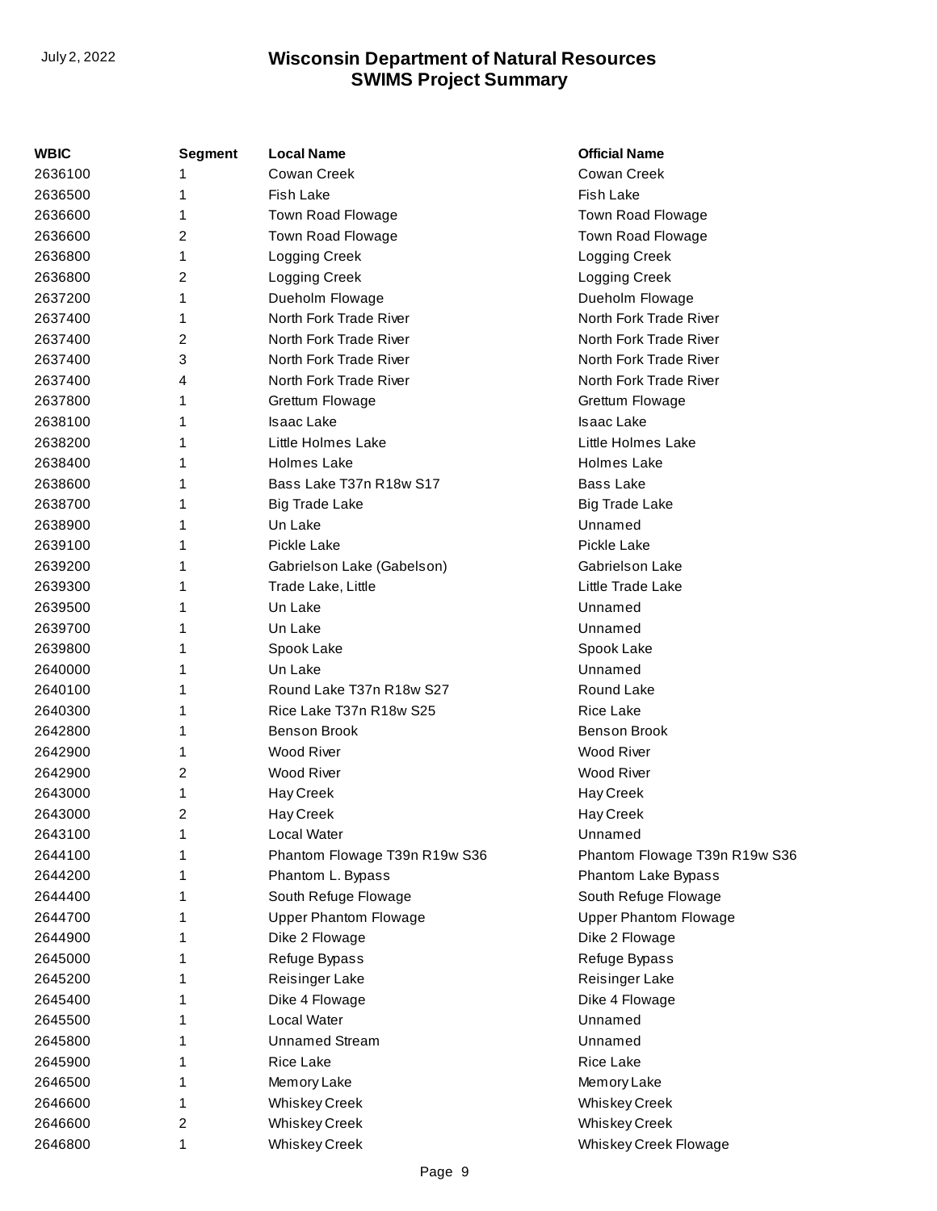| WBIC | Segment | Local Name | Official Name |
|---|---|---|---|
| 2636100 | 1 | Cowan Creek | Cowan Creek |
| 2636500 | 1 | Fish Lake | Fish Lake |
| 2636600 | 1 | Town Road Flowage | Town Road Flowage |
| 2636600 | 2 | Town Road Flowage | Town Road Flowage |
| 2636800 | 1 | Logging Creek | Logging Creek |
| 2636800 | 2 | Logging Creek | Logging Creek |
| 2637200 | 1 | Dueholm Flowage | Dueholm Flowage |
| 2637400 | 1 | North Fork Trade River | North Fork Trade River |
| 2637400 | 2 | North Fork Trade River | North Fork Trade River |
| 2637400 | 3 | North Fork Trade River | North Fork Trade River |
| 2637400 | 4 | North Fork Trade River | North Fork Trade River |
| 2637800 | 1 | Grettum Flowage | Grettum Flowage |
| 2638100 | 1 | Isaac Lake | Isaac Lake |
| 2638200 | 1 | Little Holmes Lake | Little Holmes Lake |
| 2638400 | 1 | Holmes Lake | Holmes Lake |
| 2638600 | 1 | Bass Lake T37n R18w S17 | Bass Lake |
| 2638700 | 1 | Big Trade Lake | Big Trade Lake |
| 2638900 | 1 | Un Lake | Unnamed |
| 2639100 | 1 | Pickle Lake | Pickle Lake |
| 2639200 | 1 | Gabrielson Lake (Gabelson) | Gabrielson Lake |
| 2639300 | 1 | Trade Lake, Little | Little Trade Lake |
| 2639500 | 1 | Un Lake | Unnamed |
| 2639700 | 1 | Un Lake | Unnamed |
| 2639800 | 1 | Spook Lake | Spook Lake |
| 2640000 | 1 | Un Lake | Unnamed |
| 2640100 | 1 | Round Lake T37n R18w S27 | Round Lake |
| 2640300 | 1 | Rice Lake T37n R18w S25 | Rice Lake |
| 2642800 | 1 | Benson Brook | Benson Brook |
| 2642900 | 1 | Wood River | Wood River |
| 2642900 | 2 | Wood River | Wood River |
| 2643000 | 1 | Hay Creek | Hay Creek |
| 2643000 | 2 | Hay Creek | Hay Creek |
| 2643100 | 1 | Local Water | Unnamed |
| 2644100 | 1 | Phantom Flowage T39n R19w S36 | Phantom Flowage T39n R19w S36 |
| 2644200 | 1 | Phantom L. Bypass | Phantom Lake Bypass |
| 2644400 | 1 | South Refuge Flowage | South Refuge Flowage |
| 2644700 | 1 | Upper Phantom Flowage | Upper Phantom Flowage |
| 2644900 | 1 | Dike 2 Flowage | Dike 2 Flowage |
| 2645000 | 1 | Refuge Bypass | Refuge Bypass |
| 2645200 | 1 | Reisinger Lake | Reisinger Lake |
| 2645400 | 1 | Dike 4 Flowage | Dike 4 Flowage |
| 2645500 | 1 | Local Water | Unnamed |
| 2645800 | 1 | Unnamed Stream | Unnamed |
| 2645900 | 1 | Rice Lake | Rice Lake |
| 2646500 | 1 | Memory Lake | Memory Lake |
| 2646600 | 1 | Whiskey Creek | Whiskey Creek |
| 2646600 | 2 | Whiskey Creek | Whiskey Creek |
| 2646800 | 1 | Whiskey Creek | Whiskey Creek Flowage |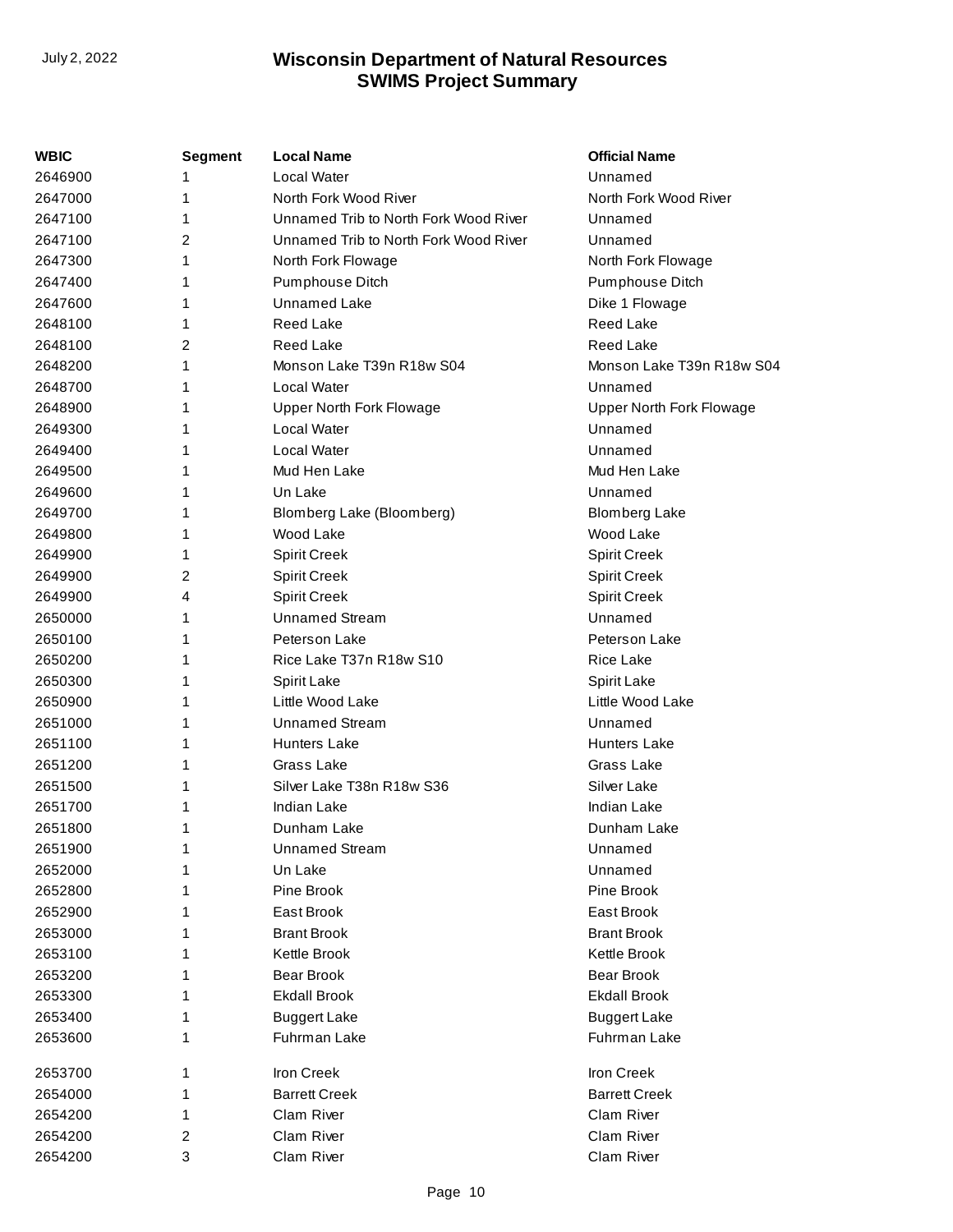| WBIC | Segment | Local Name | Official Name |
|---|---|---|---|
| 2646900 | 1 | Local Water | Unnamed |
| 2647000 | 1 | North Fork Wood River | North Fork Wood River |
| 2647100 | 1 | Unnamed Trib to North Fork Wood River | Unnamed |
| 2647100 | 2 | Unnamed Trib to North Fork Wood River | Unnamed |
| 2647300 | 1 | North Fork Flowage | North Fork Flowage |
| 2647400 | 1 | Pumphouse Ditch | Pumphouse Ditch |
| 2647600 | 1 | Unnamed Lake | Dike 1 Flowage |
| 2648100 | 1 | Reed Lake | Reed Lake |
| 2648100 | 2 | Reed Lake | Reed Lake |
| 2648200 | 1 | Monson Lake T39n R18w S04 | Monson Lake T39n R18w S04 |
| 2648700 | 1 | Local Water | Unnamed |
| 2648900 | 1 | Upper North Fork Flowage | Upper North Fork Flowage |
| 2649300 | 1 | Local Water | Unnamed |
| 2649400 | 1 | Local Water | Unnamed |
| 2649500 | 1 | Mud Hen Lake | Mud Hen Lake |
| 2649600 | 1 | Un Lake | Unnamed |
| 2649700 | 1 | Blomberg Lake (Bloomberg) | Blomberg Lake |
| 2649800 | 1 | Wood Lake | Wood Lake |
| 2649900 | 1 | Spirit Creek | Spirit Creek |
| 2649900 | 2 | Spirit Creek | Spirit Creek |
| 2649900 | 4 | Spirit Creek | Spirit Creek |
| 2650000 | 1 | Unnamed Stream | Unnamed |
| 2650100 | 1 | Peterson Lake | Peterson Lake |
| 2650200 | 1 | Rice Lake T37n R18w S10 | Rice Lake |
| 2650300 | 1 | Spirit Lake | Spirit Lake |
| 2650900 | 1 | Little Wood Lake | Little Wood Lake |
| 2651000 | 1 | Unnamed Stream | Unnamed |
| 2651100 | 1 | Hunters Lake | Hunters Lake |
| 2651200 | 1 | Grass Lake | Grass Lake |
| 2651500 | 1 | Silver Lake T38n R18w S36 | Silver Lake |
| 2651700 | 1 | Indian Lake | Indian Lake |
| 2651800 | 1 | Dunham Lake | Dunham Lake |
| 2651900 | 1 | Unnamed Stream | Unnamed |
| 2652000 | 1 | Un Lake | Unnamed |
| 2652800 | 1 | Pine Brook | Pine Brook |
| 2652900 | 1 | East Brook | East Brook |
| 2653000 | 1 | Brant Brook | Brant Brook |
| 2653100 | 1 | Kettle Brook | Kettle Brook |
| 2653200 | 1 | Bear Brook | Bear Brook |
| 2653300 | 1 | Ekdall Brook | Ekdall Brook |
| 2653400 | 1 | Buggert Lake | Buggert Lake |
| 2653600 | 1 | Fuhrman Lake | Fuhrman Lake |
| 2653700 | 1 | Iron Creek | Iron Creek |
| 2654000 | 1 | Barrett Creek | Barrett Creek |
| 2654200 | 1 | Clam River | Clam River |
| 2654200 | 2 | Clam River | Clam River |
| 2654200 | 3 | Clam River | Clam River |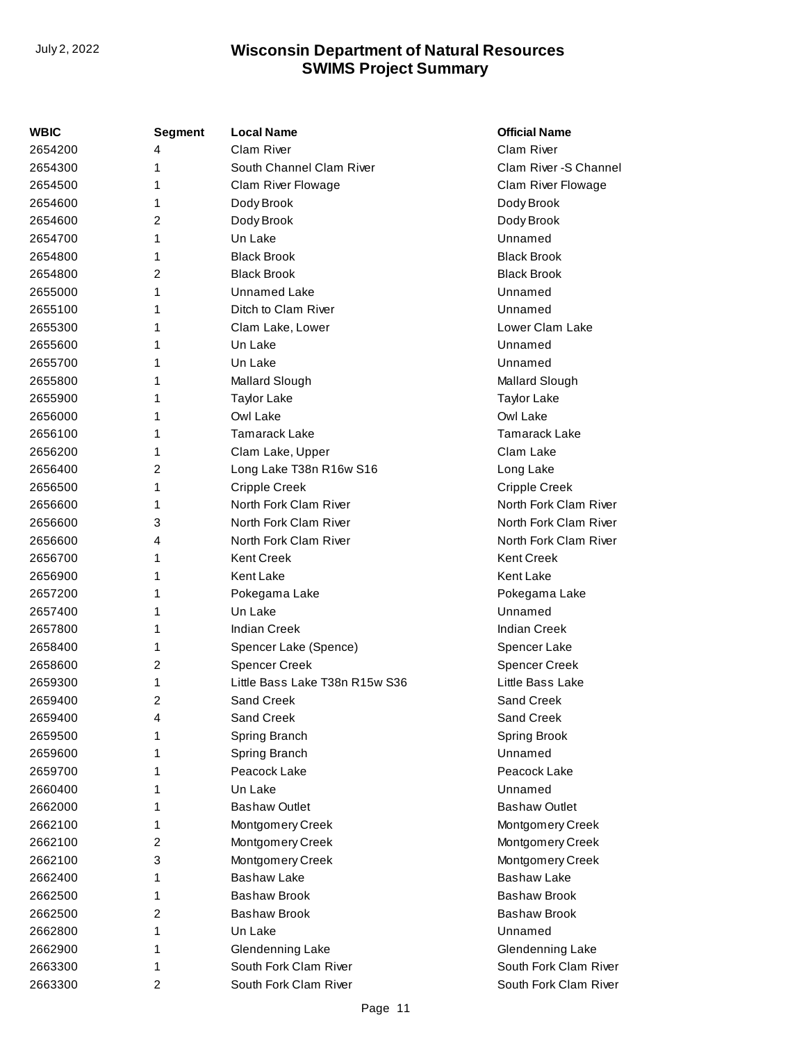| WBIC | Segment | Local Name | Official Name |
|---|---|---|---|
| 2654200 | 4 | Clam River | Clam River |
| 2654300 | 1 | South Channel Clam River | Clam River -S Channel |
| 2654500 | 1 | Clam River Flowage | Clam River Flowage |
| 2654600 | 1 | Dody Brook | Dody Brook |
| 2654600 | 2 | Dody Brook | Dody Brook |
| 2654700 | 1 | Un Lake | Unnamed |
| 2654800 | 1 | Black Brook | Black Brook |
| 2654800 | 2 | Black Brook | Black Brook |
| 2655000 | 1 | Unnamed Lake | Unnamed |
| 2655100 | 1 | Ditch to Clam River | Unnamed |
| 2655300 | 1 | Clam Lake, Lower | Lower Clam Lake |
| 2655600 | 1 | Un Lake | Unnamed |
| 2655700 | 1 | Un Lake | Unnamed |
| 2655800 | 1 | Mallard Slough | Mallard Slough |
| 2655900 | 1 | Taylor Lake | Taylor Lake |
| 2656000 | 1 | Owl Lake | Owl Lake |
| 2656100 | 1 | Tamarack Lake | Tamarack Lake |
| 2656200 | 1 | Clam Lake, Upper | Clam Lake |
| 2656400 | 2 | Long Lake T38n R16w S16 | Long Lake |
| 2656500 | 1 | Cripple Creek | Cripple Creek |
| 2656600 | 1 | North Fork Clam River | North Fork Clam River |
| 2656600 | 3 | North Fork Clam River | North Fork Clam River |
| 2656600 | 4 | North Fork Clam River | North Fork Clam River |
| 2656700 | 1 | Kent Creek | Kent Creek |
| 2656900 | 1 | Kent Lake | Kent Lake |
| 2657200 | 1 | Pokegama Lake | Pokegama Lake |
| 2657400 | 1 | Un Lake | Unnamed |
| 2657800 | 1 | Indian Creek | Indian Creek |
| 2658400 | 1 | Spencer Lake (Spence) | Spencer Lake |
| 2658600 | 2 | Spencer Creek | Spencer Creek |
| 2659300 | 1 | Little Bass Lake T38n R15w S36 | Little Bass Lake |
| 2659400 | 2 | Sand Creek | Sand Creek |
| 2659400 | 4 | Sand Creek | Sand Creek |
| 2659500 | 1 | Spring Branch | Spring Brook |
| 2659600 | 1 | Spring Branch | Unnamed |
| 2659700 | 1 | Peacock Lake | Peacock Lake |
| 2660400 | 1 | Un Lake | Unnamed |
| 2662000 | 1 | Bashaw Outlet | Bashaw Outlet |
| 2662100 | 1 | Montgomery Creek | Montgomery Creek |
| 2662100 | 2 | Montgomery Creek | Montgomery Creek |
| 2662100 | 3 | Montgomery Creek | Montgomery Creek |
| 2662400 | 1 | Bashaw Lake | Bashaw Lake |
| 2662500 | 1 | Bashaw Brook | Bashaw Brook |
| 2662500 | 2 | Bashaw Brook | Bashaw Brook |
| 2662800 | 1 | Un Lake | Unnamed |
| 2662900 | 1 | Glendenning Lake | Glendenning Lake |
| 2663300 | 1 | South Fork Clam River | South Fork Clam River |
| 2663300 | 2 | South Fork Clam River | South Fork Clam River |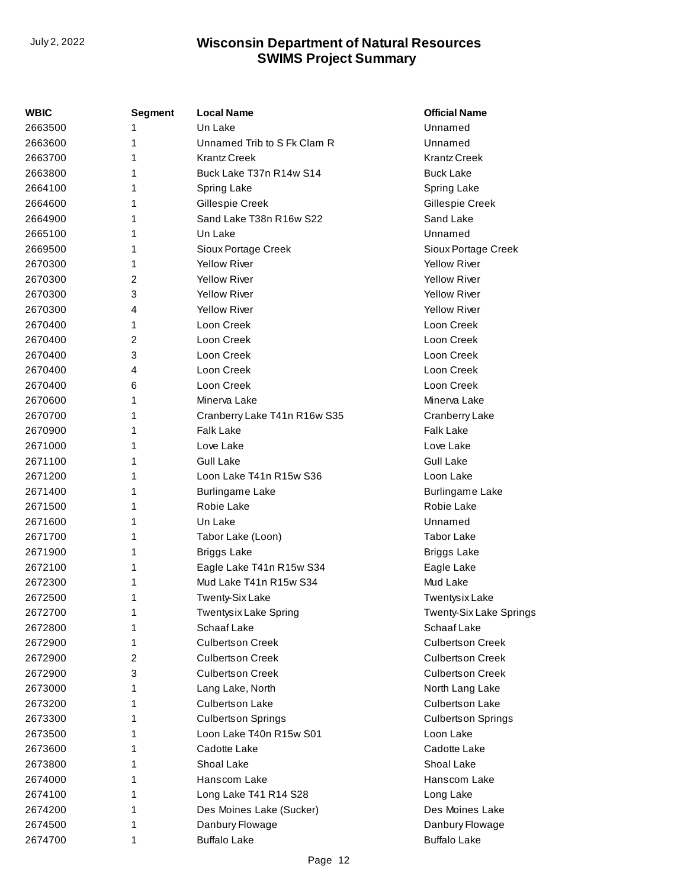| WBIC | Segment | Local Name | Official Name |
|---|---|---|---|
| 2663500 | 1 | Un Lake | Unnamed |
| 2663600 | 1 | Unnamed Trib to S Fk Clam R | Unnamed |
| 2663700 | 1 | Krantz Creek | Krantz Creek |
| 2663800 | 1 | Buck Lake T37n R14w S14 | Buck Lake |
| 2664100 | 1 | Spring Lake | Spring Lake |
| 2664600 | 1 | Gillespie Creek | Gillespie Creek |
| 2664900 | 1 | Sand Lake T38n R16w S22 | Sand Lake |
| 2665100 | 1 | Un Lake | Unnamed |
| 2669500 | 1 | Sioux Portage Creek | Sioux Portage Creek |
| 2670300 | 1 | Yellow River | Yellow River |
| 2670300 | 2 | Yellow River | Yellow River |
| 2670300 | 3 | Yellow River | Yellow River |
| 2670300 | 4 | Yellow River | Yellow River |
| 2670400 | 1 | Loon Creek | Loon Creek |
| 2670400 | 2 | Loon Creek | Loon Creek |
| 2670400 | 3 | Loon Creek | Loon Creek |
| 2670400 | 4 | Loon Creek | Loon Creek |
| 2670400 | 6 | Loon Creek | Loon Creek |
| 2670600 | 1 | Minerva Lake | Minerva Lake |
| 2670700 | 1 | Cranberry Lake T41n R16w S35 | Cranberry Lake |
| 2670900 | 1 | Falk Lake | Falk Lake |
| 2671000 | 1 | Love Lake | Love Lake |
| 2671100 | 1 | Gull Lake | Gull Lake |
| 2671200 | 1 | Loon Lake T41n R15w S36 | Loon Lake |
| 2671400 | 1 | Burlingame Lake | Burlingame Lake |
| 2671500 | 1 | Robie Lake | Robie Lake |
| 2671600 | 1 | Un Lake | Unnamed |
| 2671700 | 1 | Tabor Lake (Loon) | Tabor Lake |
| 2671900 | 1 | Briggs Lake | Briggs Lake |
| 2672100 | 1 | Eagle Lake T41n R15w S34 | Eagle Lake |
| 2672300 | 1 | Mud Lake T41n R15w S34 | Mud Lake |
| 2672500 | 1 | Twenty-Six Lake | Twentysix Lake |
| 2672700 | 1 | Twentysix Lake Spring | Twenty-Six Lake Springs |
| 2672800 | 1 | Schaaf Lake | Schaaf Lake |
| 2672900 | 1 | Culbertson Creek | Culbertson Creek |
| 2672900 | 2 | Culbertson Creek | Culbertson Creek |
| 2672900 | 3 | Culbertson Creek | Culbertson Creek |
| 2673000 | 1 | Lang Lake, North | North Lang Lake |
| 2673200 | 1 | Culbertson Lake | Culbertson Lake |
| 2673300 | 1 | Culbertson Springs | Culbertson Springs |
| 2673500 | 1 | Loon Lake T40n R15w S01 | Loon Lake |
| 2673600 | 1 | Cadotte Lake | Cadotte Lake |
| 2673800 | 1 | Shoal Lake | Shoal Lake |
| 2674000 | 1 | Hanscom Lake | Hanscom Lake |
| 2674100 | 1 | Long Lake T41 R14 S28 | Long Lake |
| 2674200 | 1 | Des Moines Lake (Sucker) | Des Moines Lake |
| 2674500 | 1 | Danbury Flowage | Danbury Flowage |
| 2674700 | 1 | Buffalo Lake | Buffalo Lake |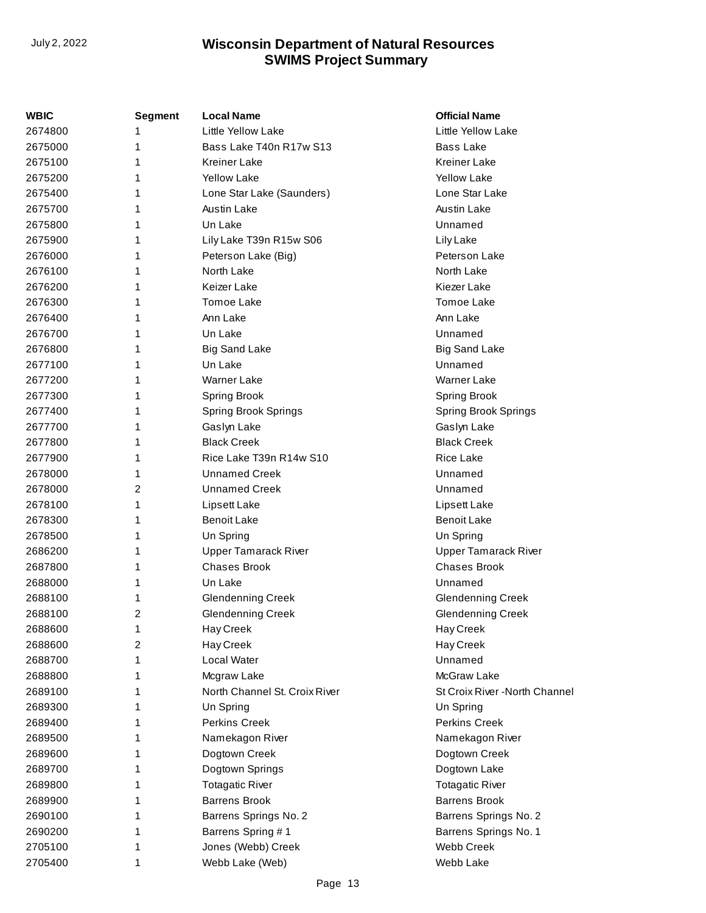| WBIC | Segment | Local Name | Official Name |
|---|---|---|---|
| 2674800 | 1 | Little Yellow Lake | Little Yellow Lake |
| 2675000 | 1 | Bass Lake T40n R17w S13 | Bass Lake |
| 2675100 | 1 | Kreiner Lake | Kreiner Lake |
| 2675200 | 1 | Yellow Lake | Yellow Lake |
| 2675400 | 1 | Lone Star Lake (Saunders) | Lone Star Lake |
| 2675700 | 1 | Austin Lake | Austin Lake |
| 2675800 | 1 | Un Lake | Unnamed |
| 2675900 | 1 | Lily Lake T39n R15w S06 | Lily Lake |
| 2676000 | 1 | Peterson Lake (Big) | Peterson Lake |
| 2676100 | 1 | North Lake | North Lake |
| 2676200 | 1 | Keizer Lake | Kiezer Lake |
| 2676300 | 1 | Tomoe Lake | Tomoe Lake |
| 2676400 | 1 | Ann Lake | Ann Lake |
| 2676700 | 1 | Un Lake | Unnamed |
| 2676800 | 1 | Big Sand Lake | Big Sand Lake |
| 2677100 | 1 | Un Lake | Unnamed |
| 2677200 | 1 | Warner Lake | Warner Lake |
| 2677300 | 1 | Spring Brook | Spring Brook |
| 2677400 | 1 | Spring Brook Springs | Spring Brook Springs |
| 2677700 | 1 | Gaslyn Lake | Gaslyn Lake |
| 2677800 | 1 | Black Creek | Black Creek |
| 2677900 | 1 | Rice Lake T39n R14w S10 | Rice Lake |
| 2678000 | 1 | Unnamed Creek | Unnamed |
| 2678000 | 2 | Unnamed Creek | Unnamed |
| 2678100 | 1 | Lipsett Lake | Lipsett Lake |
| 2678300 | 1 | Benoit Lake | Benoit Lake |
| 2678500 | 1 | Un Spring | Un Spring |
| 2686200 | 1 | Upper Tamarack River | Upper Tamarack River |
| 2687800 | 1 | Chases Brook | Chases Brook |
| 2688000 | 1 | Un Lake | Unnamed |
| 2688100 | 1 | Glendenning Creek | Glendenning Creek |
| 2688100 | 2 | Glendenning Creek | Glendenning Creek |
| 2688600 | 1 | Hay Creek | Hay Creek |
| 2688600 | 2 | Hay Creek | Hay Creek |
| 2688700 | 1 | Local Water | Unnamed |
| 2688800 | 1 | Mcgraw Lake | McGraw Lake |
| 2689100 | 1 | North Channel St. Croix River | St Croix River -North Channel |
| 2689300 | 1 | Un Spring | Un Spring |
| 2689400 | 1 | Perkins Creek | Perkins Creek |
| 2689500 | 1 | Namekagon River | Namekagon River |
| 2689600 | 1 | Dogtown Creek | Dogtown Creek |
| 2689700 | 1 | Dogtown Springs | Dogtown Lake |
| 2689800 | 1 | Totagatic River | Totagatic River |
| 2689900 | 1 | Barrens Brook | Barrens Brook |
| 2690100 | 1 | Barrens Springs No. 2 | Barrens Springs No. 2 |
| 2690200 | 1 | Barrens Spring # 1 | Barrens Springs No. 1 |
| 2705100 | 1 | Jones (Webb) Creek | Webb Creek |
| 2705400 | 1 | Webb Lake (Web) | Webb Lake |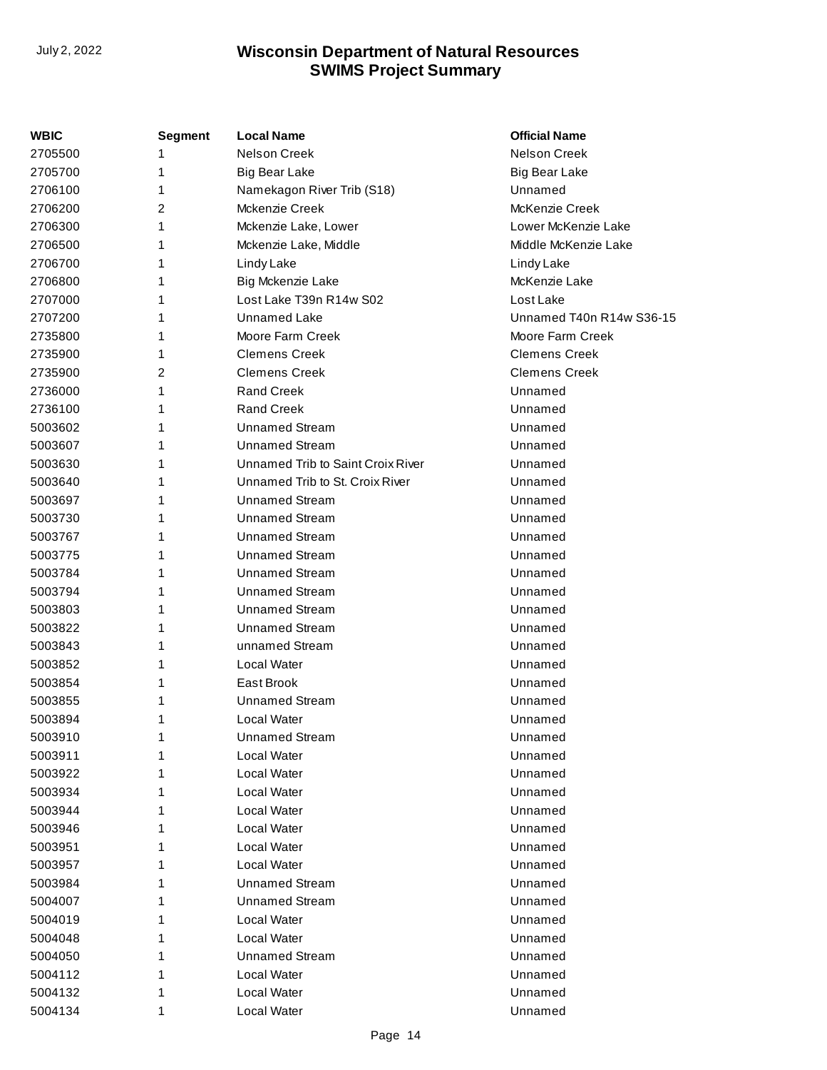| WBIC | Segment | Local Name | Official Name |
|---|---|---|---|
| 2705500 | 1 | Nelson Creek | Nelson Creek |
| 2705700 | 1 | Big Bear Lake | Big Bear Lake |
| 2706100 | 1 | Namekagon River Trib (S18) | Unnamed |
| 2706200 | 2 | Mckenzie Creek | McKenzie Creek |
| 2706300 | 1 | Mckenzie Lake, Lower | Lower McKenzie Lake |
| 2706500 | 1 | Mckenzie Lake, Middle | Middle McKenzie Lake |
| 2706700 | 1 | Lindy Lake | Lindy Lake |
| 2706800 | 1 | Big Mckenzie Lake | McKenzie Lake |
| 2707000 | 1 | Lost Lake T39n R14w S02 | Lost Lake |
| 2707200 | 1 | Unnamed Lake | Unnamed T40n R14w S36-15 |
| 2735800 | 1 | Moore Farm Creek | Moore Farm Creek |
| 2735900 | 1 | Clemens Creek | Clemens Creek |
| 2735900 | 2 | Clemens Creek | Clemens Creek |
| 2736000 | 1 | Rand Creek | Unnamed |
| 2736100 | 1 | Rand Creek | Unnamed |
| 5003602 | 1 | Unnamed Stream | Unnamed |
| 5003607 | 1 | Unnamed Stream | Unnamed |
| 5003630 | 1 | Unnamed Trib to Saint Croix River | Unnamed |
| 5003640 | 1 | Unnamed Trib to St. Croix River | Unnamed |
| 5003697 | 1 | Unnamed Stream | Unnamed |
| 5003730 | 1 | Unnamed Stream | Unnamed |
| 5003767 | 1 | Unnamed Stream | Unnamed |
| 5003775 | 1 | Unnamed Stream | Unnamed |
| 5003784 | 1 | Unnamed Stream | Unnamed |
| 5003794 | 1 | Unnamed Stream | Unnamed |
| 5003803 | 1 | Unnamed Stream | Unnamed |
| 5003822 | 1 | Unnamed Stream | Unnamed |
| 5003843 | 1 | unnamed Stream | Unnamed |
| 5003852 | 1 | Local Water | Unnamed |
| 5003854 | 1 | East Brook | Unnamed |
| 5003855 | 1 | Unnamed Stream | Unnamed |
| 5003894 | 1 | Local Water | Unnamed |
| 5003910 | 1 | Unnamed Stream | Unnamed |
| 5003911 | 1 | Local Water | Unnamed |
| 5003922 | 1 | Local Water | Unnamed |
| 5003934 | 1 | Local Water | Unnamed |
| 5003944 | 1 | Local Water | Unnamed |
| 5003946 | 1 | Local Water | Unnamed |
| 5003951 | 1 | Local Water | Unnamed |
| 5003957 | 1 | Local Water | Unnamed |
| 5003984 | 1 | Unnamed Stream | Unnamed |
| 5004007 | 1 | Unnamed Stream | Unnamed |
| 5004019 | 1 | Local Water | Unnamed |
| 5004048 | 1 | Local Water | Unnamed |
| 5004050 | 1 | Unnamed Stream | Unnamed |
| 5004112 | 1 | Local Water | Unnamed |
| 5004132 | 1 | Local Water | Unnamed |
| 5004134 | 1 | Local Water | Unnamed |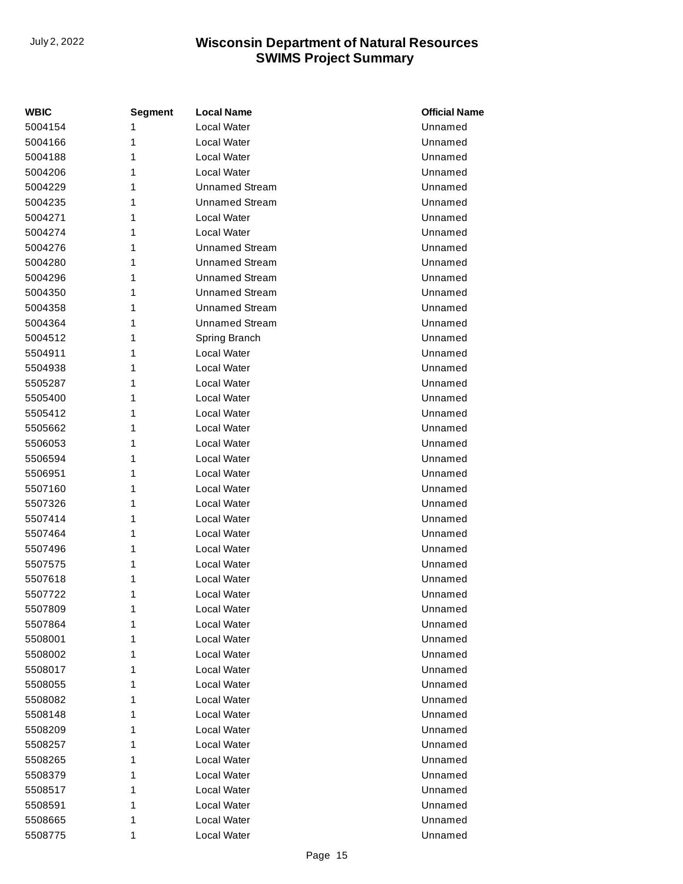| WBIC | Segment | Local Name | Official Name |
|---|---|---|---|
| 5004154 | 1 | Local Water | Unnamed |
| 5004166 | 1 | Local Water | Unnamed |
| 5004188 | 1 | Local Water | Unnamed |
| 5004206 | 1 | Local Water | Unnamed |
| 5004229 | 1 | Unnamed Stream | Unnamed |
| 5004235 | 1 | Unnamed Stream | Unnamed |
| 5004271 | 1 | Local Water | Unnamed |
| 5004274 | 1 | Local Water | Unnamed |
| 5004276 | 1 | Unnamed Stream | Unnamed |
| 5004280 | 1 | Unnamed Stream | Unnamed |
| 5004296 | 1 | Unnamed Stream | Unnamed |
| 5004350 | 1 | Unnamed Stream | Unnamed |
| 5004358 | 1 | Unnamed Stream | Unnamed |
| 5004364 | 1 | Unnamed Stream | Unnamed |
| 5004512 | 1 | Spring Branch | Unnamed |
| 5504911 | 1 | Local Water | Unnamed |
| 5504938 | 1 | Local Water | Unnamed |
| 5505287 | 1 | Local Water | Unnamed |
| 5505400 | 1 | Local Water | Unnamed |
| 5505412 | 1 | Local Water | Unnamed |
| 5505662 | 1 | Local Water | Unnamed |
| 5506053 | 1 | Local Water | Unnamed |
| 5506594 | 1 | Local Water | Unnamed |
| 5506951 | 1 | Local Water | Unnamed |
| 5507160 | 1 | Local Water | Unnamed |
| 5507326 | 1 | Local Water | Unnamed |
| 5507414 | 1 | Local Water | Unnamed |
| 5507464 | 1 | Local Water | Unnamed |
| 5507496 | 1 | Local Water | Unnamed |
| 5507575 | 1 | Local Water | Unnamed |
| 5507618 | 1 | Local Water | Unnamed |
| 5507722 | 1 | Local Water | Unnamed |
| 5507809 | 1 | Local Water | Unnamed |
| 5507864 | 1 | Local Water | Unnamed |
| 5508001 | 1 | Local Water | Unnamed |
| 5508002 | 1 | Local Water | Unnamed |
| 5508017 | 1 | Local Water | Unnamed |
| 5508055 | 1 | Local Water | Unnamed |
| 5508082 | 1 | Local Water | Unnamed |
| 5508148 | 1 | Local Water | Unnamed |
| 5508209 | 1 | Local Water | Unnamed |
| 5508257 | 1 | Local Water | Unnamed |
| 5508265 | 1 | Local Water | Unnamed |
| 5508379 | 1 | Local Water | Unnamed |
| 5508517 | 1 | Local Water | Unnamed |
| 5508591 | 1 | Local Water | Unnamed |
| 5508665 | 1 | Local Water | Unnamed |
| 5508775 | 1 | Local Water | Unnamed |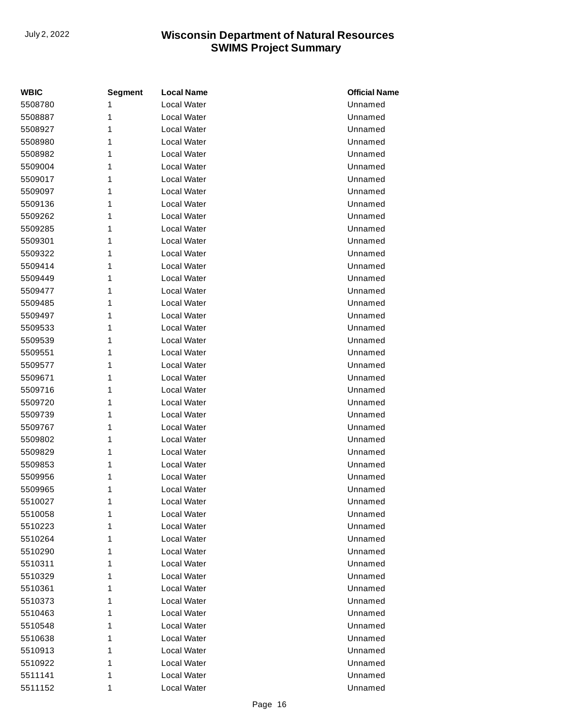| WBIC | Segment | Local Name | Official Name |
|---|---|---|---|
| 5508780 | 1 | Local Water | Unnamed |
| 5508887 | 1 | Local Water | Unnamed |
| 5508927 | 1 | Local Water | Unnamed |
| 5508980 | 1 | Local Water | Unnamed |
| 5508982 | 1 | Local Water | Unnamed |
| 5509004 | 1 | Local Water | Unnamed |
| 5509017 | 1 | Local Water | Unnamed |
| 5509097 | 1 | Local Water | Unnamed |
| 5509136 | 1 | Local Water | Unnamed |
| 5509262 | 1 | Local Water | Unnamed |
| 5509285 | 1 | Local Water | Unnamed |
| 5509301 | 1 | Local Water | Unnamed |
| 5509322 | 1 | Local Water | Unnamed |
| 5509414 | 1 | Local Water | Unnamed |
| 5509449 | 1 | Local Water | Unnamed |
| 5509477 | 1 | Local Water | Unnamed |
| 5509485 | 1 | Local Water | Unnamed |
| 5509497 | 1 | Local Water | Unnamed |
| 5509533 | 1 | Local Water | Unnamed |
| 5509539 | 1 | Local Water | Unnamed |
| 5509551 | 1 | Local Water | Unnamed |
| 5509577 | 1 | Local Water | Unnamed |
| 5509671 | 1 | Local Water | Unnamed |
| 5509716 | 1 | Local Water | Unnamed |
| 5509720 | 1 | Local Water | Unnamed |
| 5509739 | 1 | Local Water | Unnamed |
| 5509767 | 1 | Local Water | Unnamed |
| 5509802 | 1 | Local Water | Unnamed |
| 5509829 | 1 | Local Water | Unnamed |
| 5509853 | 1 | Local Water | Unnamed |
| 5509956 | 1 | Local Water | Unnamed |
| 5509965 | 1 | Local Water | Unnamed |
| 5510027 | 1 | Local Water | Unnamed |
| 5510058 | 1 | Local Water | Unnamed |
| 5510223 | 1 | Local Water | Unnamed |
| 5510264 | 1 | Local Water | Unnamed |
| 5510290 | 1 | Local Water | Unnamed |
| 5510311 | 1 | Local Water | Unnamed |
| 5510329 | 1 | Local Water | Unnamed |
| 5510361 | 1 | Local Water | Unnamed |
| 5510373 | 1 | Local Water | Unnamed |
| 5510463 | 1 | Local Water | Unnamed |
| 5510548 | 1 | Local Water | Unnamed |
| 5510638 | 1 | Local Water | Unnamed |
| 5510913 | 1 | Local Water | Unnamed |
| 5510922 | 1 | Local Water | Unnamed |
| 5511141 | 1 | Local Water | Unnamed |
| 5511152 | 1 | Local Water | Unnamed |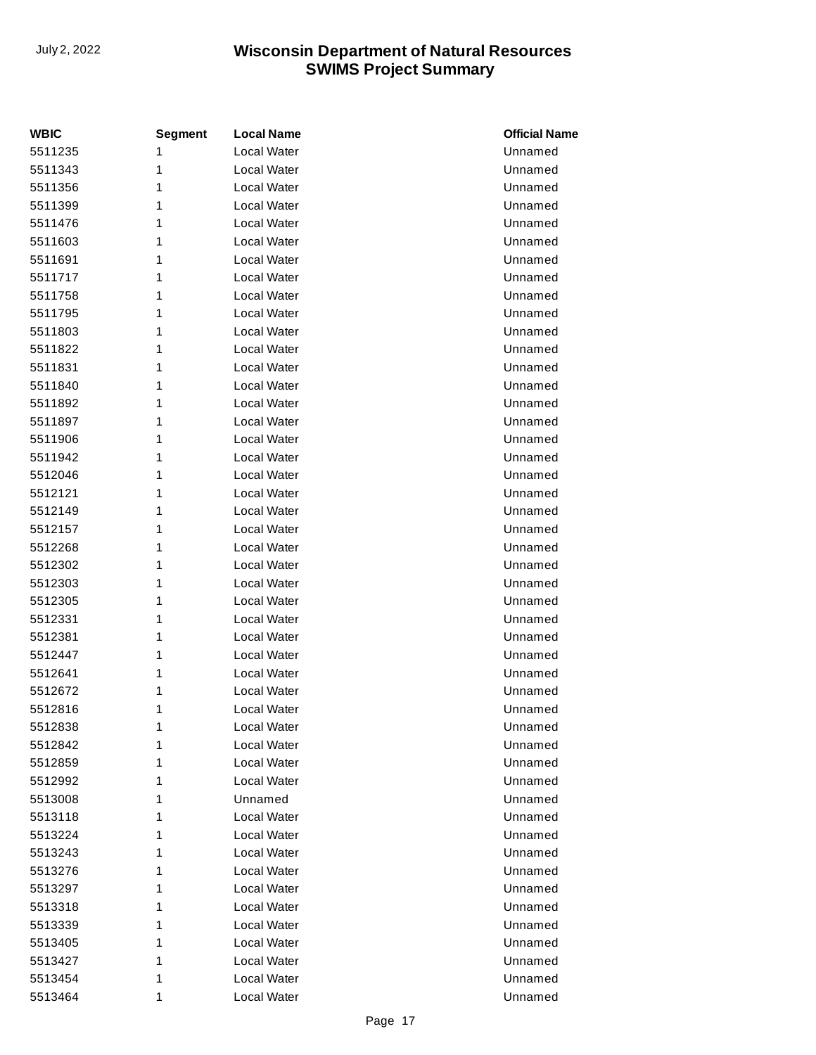| WBIC | Segment | Local Name | Official Name |
| --- | --- | --- | --- |
| 5511235 | 1 | Local Water | Unnamed |
| 5511343 | 1 | Local Water | Unnamed |
| 5511356 | 1 | Local Water | Unnamed |
| 5511399 | 1 | Local Water | Unnamed |
| 5511476 | 1 | Local Water | Unnamed |
| 5511603 | 1 | Local Water | Unnamed |
| 5511691 | 1 | Local Water | Unnamed |
| 5511717 | 1 | Local Water | Unnamed |
| 5511758 | 1 | Local Water | Unnamed |
| 5511795 | 1 | Local Water | Unnamed |
| 5511803 | 1 | Local Water | Unnamed |
| 5511822 | 1 | Local Water | Unnamed |
| 5511831 | 1 | Local Water | Unnamed |
| 5511840 | 1 | Local Water | Unnamed |
| 5511892 | 1 | Local Water | Unnamed |
| 5511897 | 1 | Local Water | Unnamed |
| 5511906 | 1 | Local Water | Unnamed |
| 5511942 | 1 | Local Water | Unnamed |
| 5512046 | 1 | Local Water | Unnamed |
| 5512121 | 1 | Local Water | Unnamed |
| 5512149 | 1 | Local Water | Unnamed |
| 5512157 | 1 | Local Water | Unnamed |
| 5512268 | 1 | Local Water | Unnamed |
| 5512302 | 1 | Local Water | Unnamed |
| 5512303 | 1 | Local Water | Unnamed |
| 5512305 | 1 | Local Water | Unnamed |
| 5512331 | 1 | Local Water | Unnamed |
| 5512381 | 1 | Local Water | Unnamed |
| 5512447 | 1 | Local Water | Unnamed |
| 5512641 | 1 | Local Water | Unnamed |
| 5512672 | 1 | Local Water | Unnamed |
| 5512816 | 1 | Local Water | Unnamed |
| 5512838 | 1 | Local Water | Unnamed |
| 5512842 | 1 | Local Water | Unnamed |
| 5512859 | 1 | Local Water | Unnamed |
| 5512992 | 1 | Local Water | Unnamed |
| 5513008 | 1 | Unnamed | Unnamed |
| 5513118 | 1 | Local Water | Unnamed |
| 5513224 | 1 | Local Water | Unnamed |
| 5513243 | 1 | Local Water | Unnamed |
| 5513276 | 1 | Local Water | Unnamed |
| 5513297 | 1 | Local Water | Unnamed |
| 5513318 | 1 | Local Water | Unnamed |
| 5513339 | 1 | Local Water | Unnamed |
| 5513405 | 1 | Local Water | Unnamed |
| 5513427 | 1 | Local Water | Unnamed |
| 5513454 | 1 | Local Water | Unnamed |
| 5513464 | 1 | Local Water | Unnamed |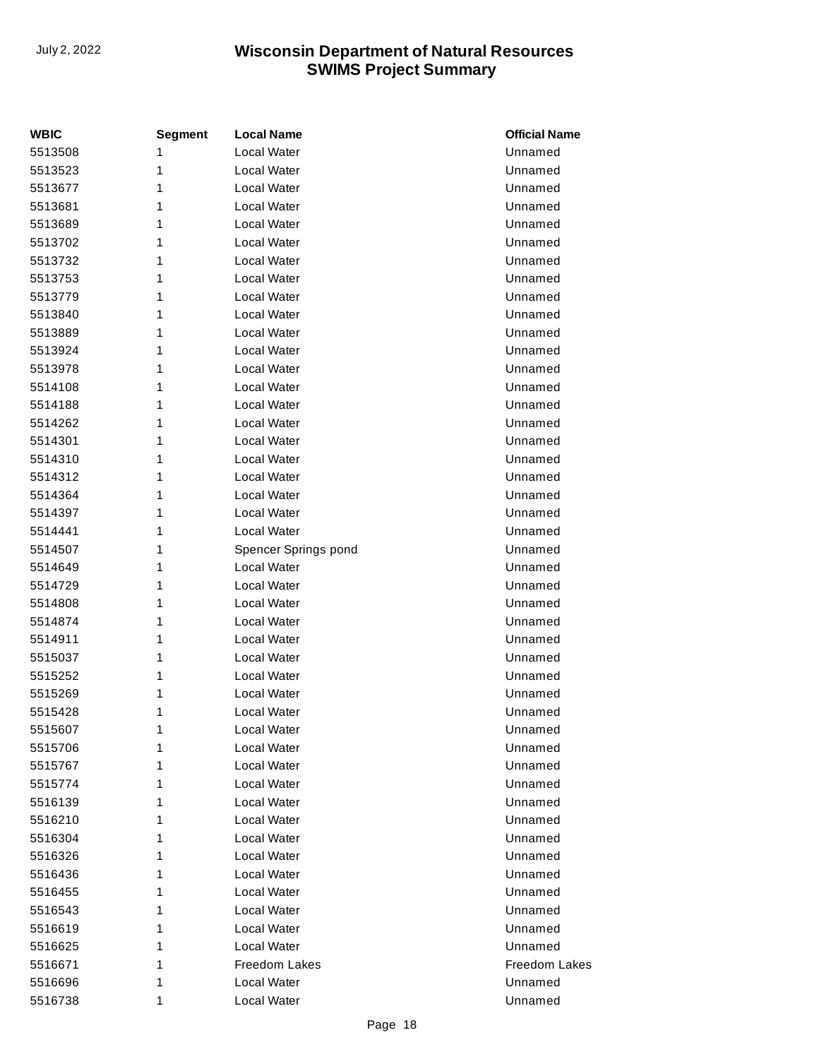| WBIC | Segment | Local Name | Official Name |
| --- | --- | --- | --- |
| 5513508 | 1 | Local Water | Unnamed |
| 5513523 | 1 | Local Water | Unnamed |
| 5513677 | 1 | Local Water | Unnamed |
| 5513681 | 1 | Local Water | Unnamed |
| 5513689 | 1 | Local Water | Unnamed |
| 5513702 | 1 | Local Water | Unnamed |
| 5513732 | 1 | Local Water | Unnamed |
| 5513753 | 1 | Local Water | Unnamed |
| 5513779 | 1 | Local Water | Unnamed |
| 5513840 | 1 | Local Water | Unnamed |
| 5513889 | 1 | Local Water | Unnamed |
| 5513924 | 1 | Local Water | Unnamed |
| 5513978 | 1 | Local Water | Unnamed |
| 5514108 | 1 | Local Water | Unnamed |
| 5514188 | 1 | Local Water | Unnamed |
| 5514262 | 1 | Local Water | Unnamed |
| 5514301 | 1 | Local Water | Unnamed |
| 5514310 | 1 | Local Water | Unnamed |
| 5514312 | 1 | Local Water | Unnamed |
| 5514364 | 1 | Local Water | Unnamed |
| 5514397 | 1 | Local Water | Unnamed |
| 5514441 | 1 | Local Water | Unnamed |
| 5514507 | 1 | Spencer Springs pond | Unnamed |
| 5514649 | 1 | Local Water | Unnamed |
| 5514729 | 1 | Local Water | Unnamed |
| 5514808 | 1 | Local Water | Unnamed |
| 5514874 | 1 | Local Water | Unnamed |
| 5514911 | 1 | Local Water | Unnamed |
| 5515037 | 1 | Local Water | Unnamed |
| 5515252 | 1 | Local Water | Unnamed |
| 5515269 | 1 | Local Water | Unnamed |
| 5515428 | 1 | Local Water | Unnamed |
| 5515607 | 1 | Local Water | Unnamed |
| 5515706 | 1 | Local Water | Unnamed |
| 5515767 | 1 | Local Water | Unnamed |
| 5515774 | 1 | Local Water | Unnamed |
| 5516139 | 1 | Local Water | Unnamed |
| 5516210 | 1 | Local Water | Unnamed |
| 5516304 | 1 | Local Water | Unnamed |
| 5516326 | 1 | Local Water | Unnamed |
| 5516436 | 1 | Local Water | Unnamed |
| 5516455 | 1 | Local Water | Unnamed |
| 5516543 | 1 | Local Water | Unnamed |
| 5516619 | 1 | Local Water | Unnamed |
| 5516625 | 1 | Local Water | Unnamed |
| 5516671 | 1 | Freedom Lakes | Freedom Lakes |
| 5516696 | 1 | Local Water | Unnamed |
| 5516738 | 1 | Local Water | Unnamed |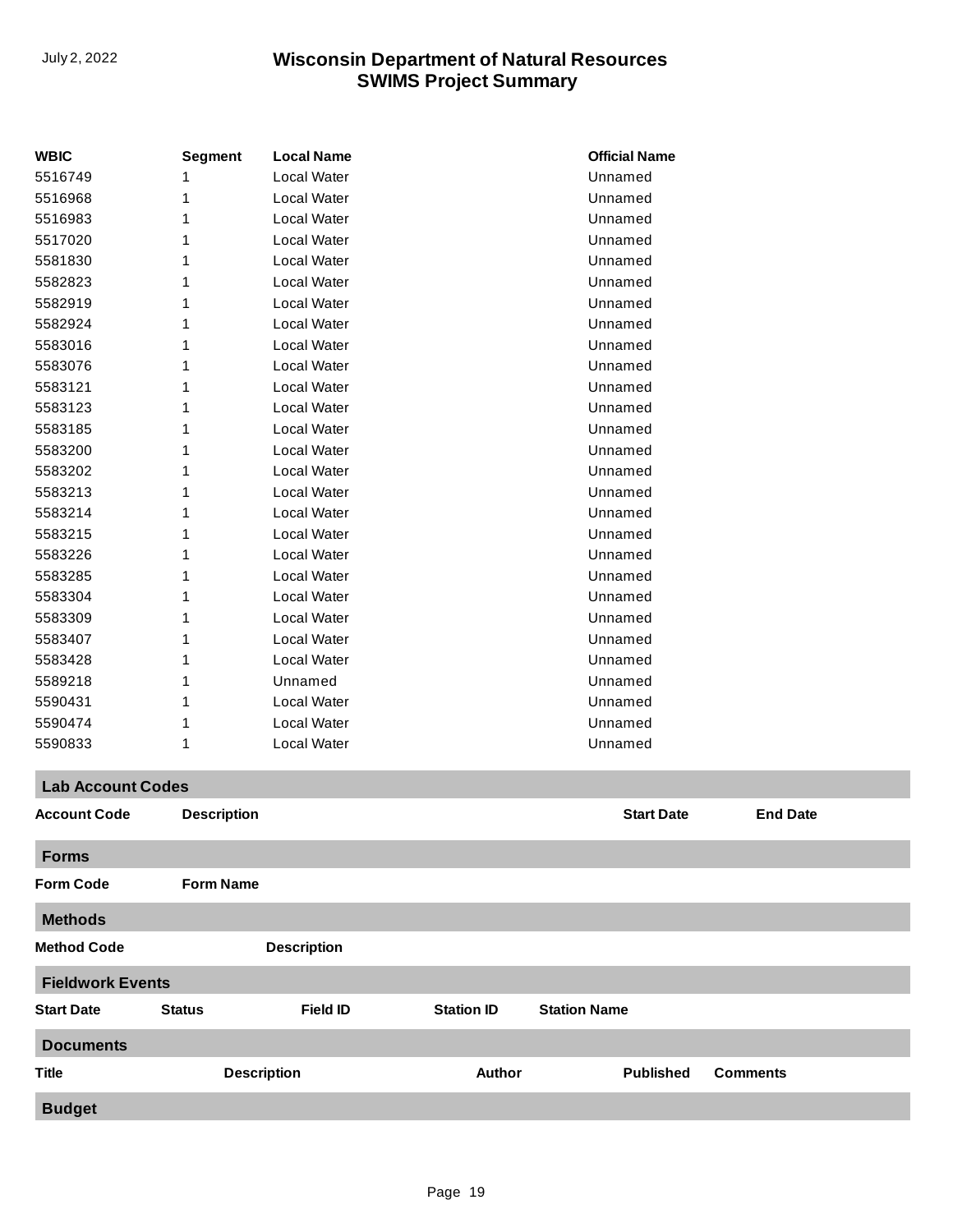| WBIC | Segment | Local Name | Official Name |
| --- | --- | --- | --- |
| 5516749 | 1 | Local Water | Unnamed |
| 5516968 | 1 | Local Water | Unnamed |
| 5516983 | 1 | Local Water | Unnamed |
| 5517020 | 1 | Local Water | Unnamed |
| 5581830 | 1 | Local Water | Unnamed |
| 5582823 | 1 | Local Water | Unnamed |
| 5582919 | 1 | Local Water | Unnamed |
| 5582924 | 1 | Local Water | Unnamed |
| 5583016 | 1 | Local Water | Unnamed |
| 5583076 | 1 | Local Water | Unnamed |
| 5583121 | 1 | Local Water | Unnamed |
| 5583123 | 1 | Local Water | Unnamed |
| 5583185 | 1 | Local Water | Unnamed |
| 5583200 | 1 | Local Water | Unnamed |
| 5583202 | 1 | Local Water | Unnamed |
| 5583213 | 1 | Local Water | Unnamed |
| 5583214 | 1 | Local Water | Unnamed |
| 5583215 | 1 | Local Water | Unnamed |
| 5583226 | 1 | Local Water | Unnamed |
| 5583285 | 1 | Local Water | Unnamed |
| 5583304 | 1 | Local Water | Unnamed |
| 5583309 | 1 | Local Water | Unnamed |
| 5583407 | 1 | Local Water | Unnamed |
| 5583428 | 1 | Local Water | Unnamed |
| 5589218 | 1 | Unnamed | Unnamed |
| 5590431 | 1 | Local Water | Unnamed |
| 5590474 | 1 | Local Water | Unnamed |
| 5590833 | 1 | Local Water | Unnamed |

## Lab Account Codes

| Account Code | Description | Start Date | End Date |
| --- | --- | --- | --- |

## Forms

| Form Code | Form Name |
| --- | --- |

## Methods

| Method Code | Description |
| --- | --- |

## Fieldwork Events

| Start Date | Status | Field ID | Station ID | Station Name |
| --- | --- | --- | --- | --- |

## Documents

| Title | Description | Author | Published | Comments |
| --- | --- | --- | --- | --- |

## Budget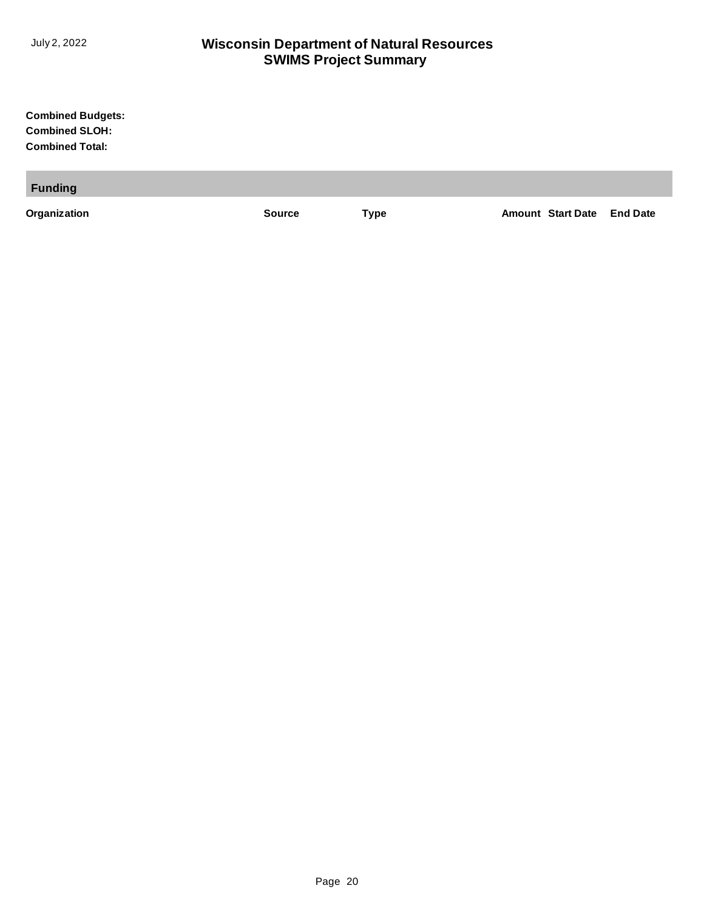**Combined Budgets:**

**Combined SLOH:**

**Combined Total:**

## Funding

| Organization | Source | Type | Amount | Start Date | End Date |
| --- | --- | --- | --- | --- | --- |